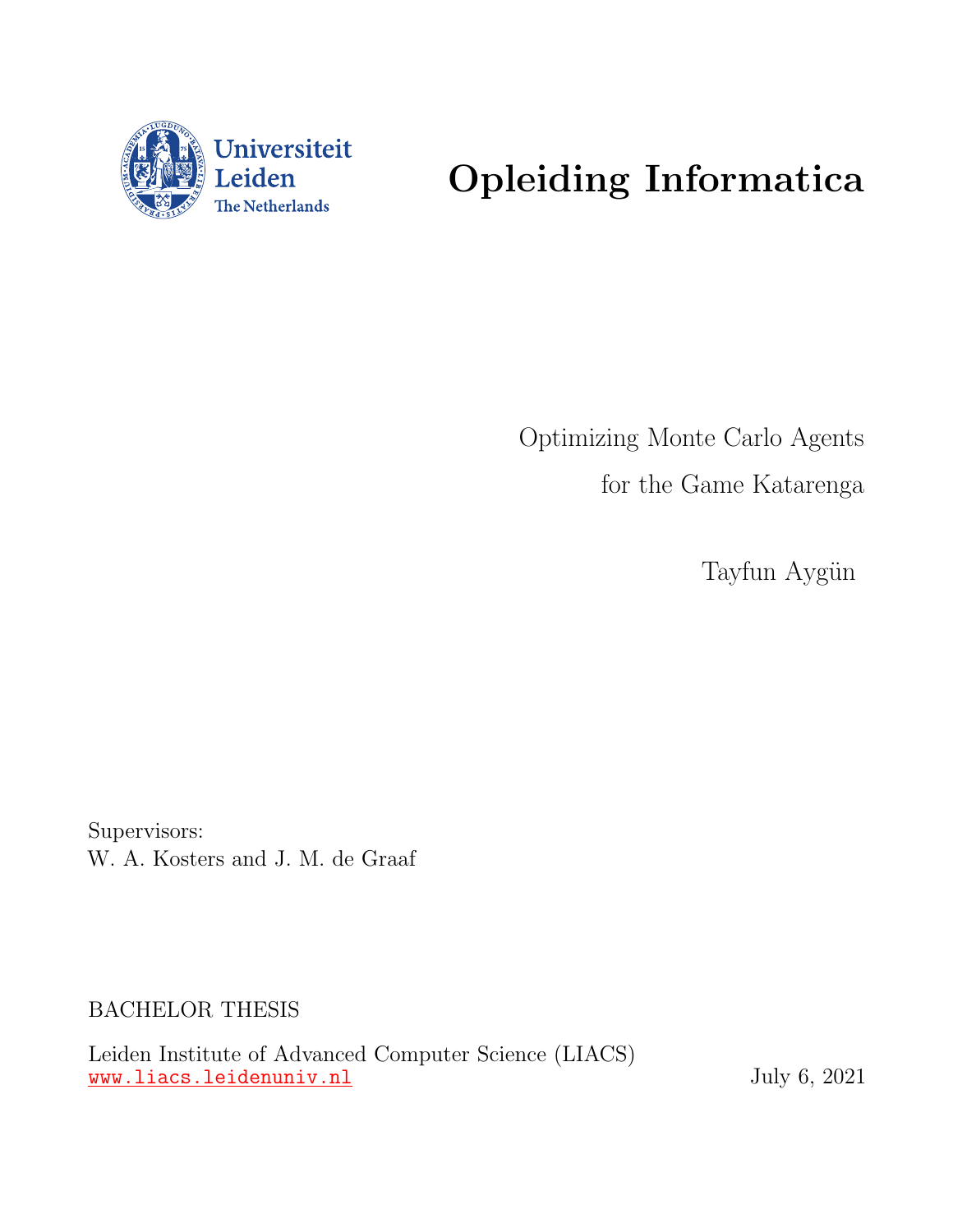Universiteit Leiden
The Netherlands

# Opleiding Informatica

Optimizing Monte Carlo Agents
for the Game Katarenga

Tayfun Aygün

Supervisors:
W. A. Kosters and J. M. de Graaf

BACHELOR THESIS

Leiden Institute of Advanced Computer Science (LIACS)
www.liacs.leidenuniv.nl

July 6, 2021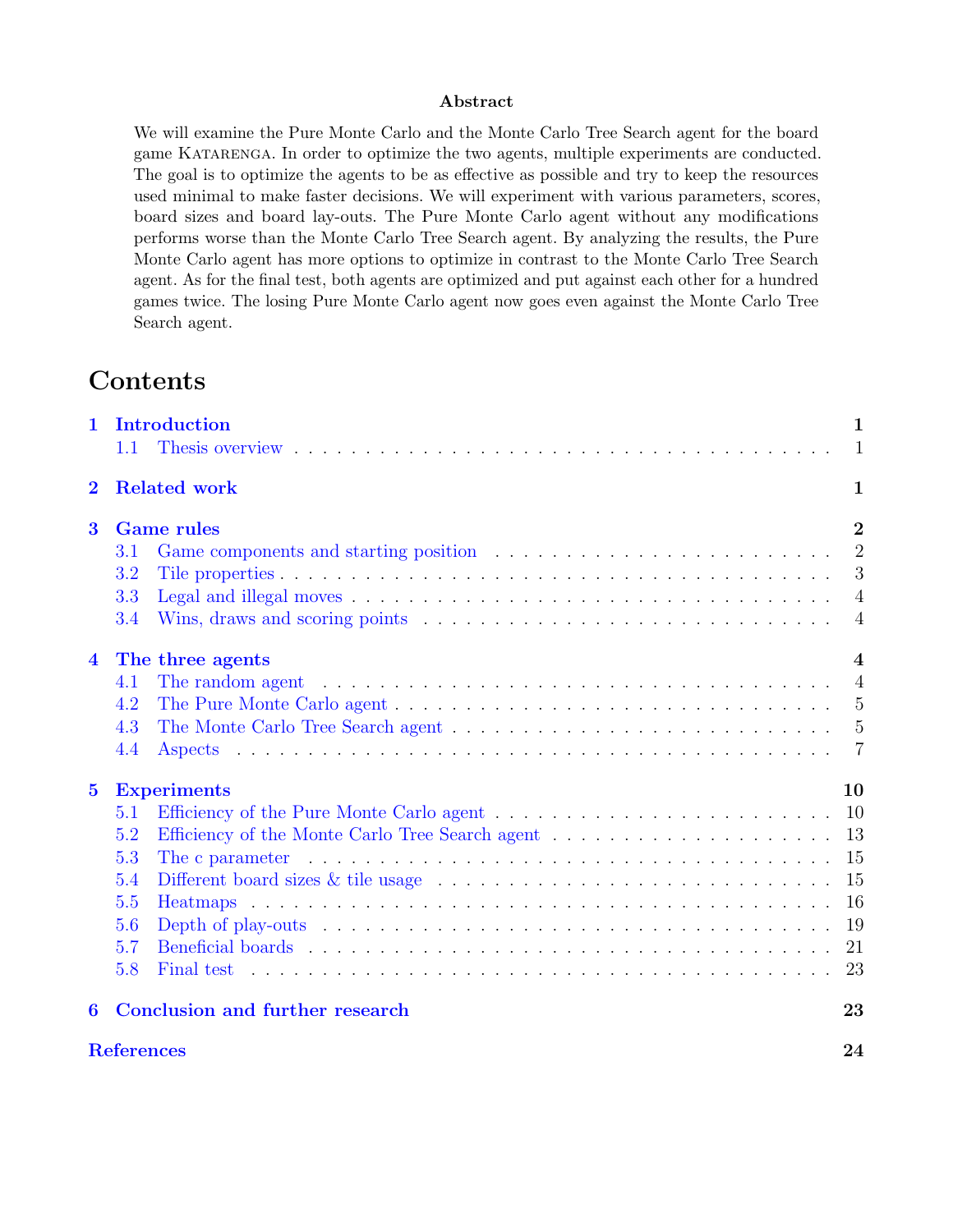**Abstract**

We will examine the Pure Monte Carlo and the Monte Carlo Tree Search agent for the board game KATARENGA. In order to optimize the two agents, multiple experiments are conducted. The goal is to optimize the agents to be as effective as possible and try to keep the resources used minimal to make faster decisions. We will experiment with various parameters, scores, board sizes and board lay-outs. The Pure Monte Carlo agent without any modifications performs worse than the Monte Carlo Tree Search agent. By analyzing the results, the Pure Monte Carlo agent has more options to optimize in contrast to the Monte Carlo Tree Search agent. As for the final test, both agents are optimized and put against each other for a hundred games twice. The losing Pure Monte Carlo agent now goes even against the Monte Carlo Tree Search agent.

# Contents

- **1 Introduction** — 1
  - 1.1 Thesis overview — 1
- **2 Related work** — 1
- **3 Game rules** — 2
  - 3.1 Game components and starting position — 2
  - 3.2 Tile properties — 3
  - 3.3 Legal and illegal moves — 4
  - 3.4 Wins, draws and scoring points — 4
- **4 The three agents** — 4
  - 4.1 The random agent — 4
  - 4.2 The Pure Monte Carlo agent — 5
  - 4.3 The Monte Carlo Tree Search agent — 5
  - 4.4 Aspects — 7
- **5 Experiments** — 10
  - 5.1 Efficiency of the Pure Monte Carlo agent — 10
  - 5.2 Efficiency of the Monte Carlo Tree Search agent — 13
  - 5.3 The c parameter — 15
  - 5.4 Different board sizes & tile usage — 15
  - 5.5 Heatmaps — 16
  - 5.6 Depth of play-outs — 19
  - 5.7 Beneficial boards — 21
  - 5.8 Final test — 23
- **6 Conclusion and further research** — 23
- **References** — 24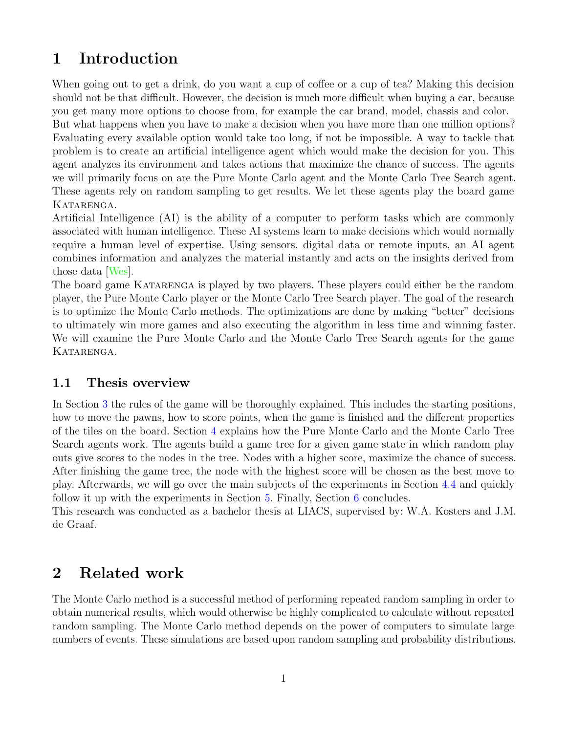# 1 Introduction

When going out to get a drink, do you want a cup of coffee or a cup of tea? Making this decision should not be that difficult. However, the decision is much more difficult when buying a car, because you get many more options to choose from, for example the car brand, model, chassis and color.
But what happens when you have to make a decision when you have more than one million options? Evaluating every available option would take too long, if not be impossible. A way to tackle that problem is to create an artificial intelligence agent which would make the decision for you. This agent analyzes its environment and takes actions that maximize the chance of success. The agents we will primarily focus on are the Pure Monte Carlo agent and the Monte Carlo Tree Search agent. These agents rely on random sampling to get results. We let these agents play the board game KATARENGA.
Artificial Intelligence (AI) is the ability of a computer to perform tasks which are commonly associated with human intelligence. These AI systems learn to make decisions which would normally require a human level of expertise. Using sensors, digital data or remote inputs, an AI agent combines information and analyzes the material instantly and acts on the insights derived from those data [Wes].
The board game KATARENGA is played by two players. These players could either be the random player, the Pure Monte Carlo player or the Monte Carlo Tree Search player. The goal of the research is to optimize the Monte Carlo methods. The optimizations are done by making "better" decisions to ultimately win more games and also executing the algorithm in less time and winning faster. We will examine the Pure Monte Carlo and the Monte Carlo Tree Search agents for the game KATARENGA.

## 1.1 Thesis overview

In Section 3 the rules of the game will be thoroughly explained. This includes the starting positions, how to move the pawns, how to score points, when the game is finished and the different properties of the tiles on the board. Section 4 explains how the Pure Monte Carlo and the Monte Carlo Tree Search agents work. The agents build a game tree for a given game state in which random play outs give scores to the nodes in the tree. Nodes with a higher score, maximize the chance of success. After finishing the game tree, the node with the highest score will be chosen as the best move to play. Afterwards, we will go over the main subjects of the experiments in Section 4.4 and quickly follow it up with the experiments in Section 5. Finally, Section 6 concludes.
This research was conducted as a bachelor thesis at LIACS, supervised by: W.A. Kosters and J.M. de Graaf.

# 2 Related work

The Monte Carlo method is a successful method of performing repeated random sampling in order to obtain numerical results, which would otherwise be highly complicated to calculate without repeated random sampling. The Monte Carlo method depends on the power of computers to simulate large numbers of events. These simulations are based upon random sampling and probability distributions.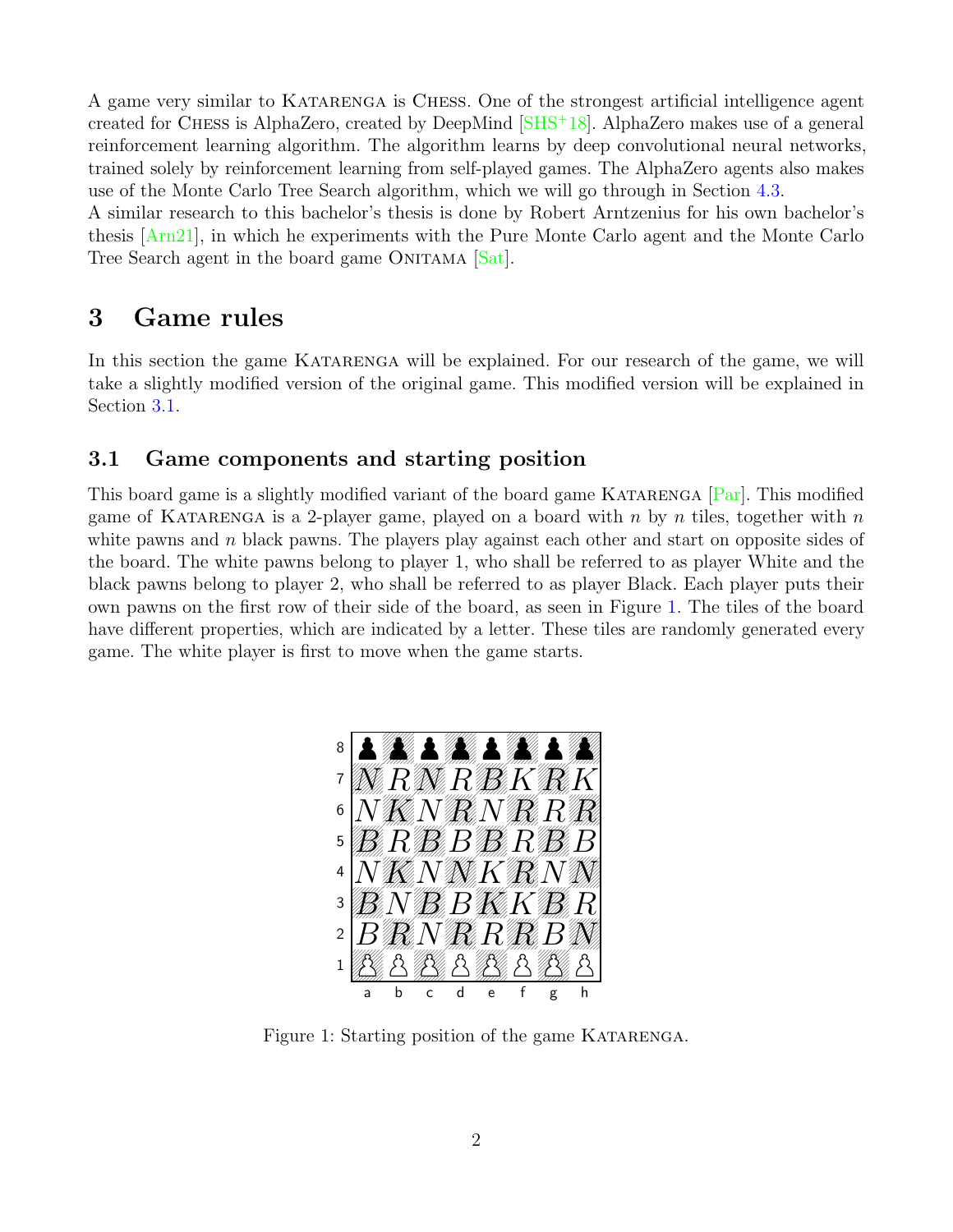A game very similar to KATARENGA is CHESS. One of the strongest artificial intelligence agent created for CHESS is AlphaZero, created by DeepMind [SHS+18]. AlphaZero makes use of a general reinforcement learning algorithm. The algorithm learns by deep convolutional neural networks, trained solely by reinforcement learning from self-played games. The AlphaZero agents also makes use of the Monte Carlo Tree Search algorithm, which we will go through in Section 4.3.
A similar research to this bachelor's thesis is done by Robert Arntzenius for his own bachelor's thesis [Arn21], in which he experiments with the Pure Monte Carlo agent and the Monte Carlo Tree Search agent in the board game ONITAMA [Sat].

# 3 Game rules

In this section the game KATARENGA will be explained. For our research of the game, we will take a slightly modified version of the original game. This modified version will be explained in Section 3.1.

## 3.1 Game components and starting position

This board game is a slightly modified variant of the board game KATARENGA [Par]. This modified game of KATARENGA is a 2-player game, played on a board with $n$ by $n$ tiles, together with $n$ white pawns and $n$ black pawns. The players play against each other and start on opposite sides of the board. The white pawns belong to player 1, who shall be referred to as player White and the black pawns belong to player 2, who shall be referred to as player Black. Each player puts their own pawns on the first row of their side of the board, as seen in Figure 1. The tiles of the board have different properties, which are indicated by a letter. These tiles are randomly generated every game. The white player is first to move when the game starts.

| | a | b | c | d | e | f | g | h |
|---|---|---|---|---|---|---|---|---|
| 8 | ♟ | ♟ | ♟ | ♟ | ♟ | ♟ | ♟ | ♟ |
| 7 | N | R | N | R | B | K | R | K |
| 6 | N | K | N | R | N | R | R | R |
| 5 | B | R | B | B | B | R | B | B |
| 4 | N | K | N | N | K | R | N | N |
| 3 | B | N | B | B | K | K | B | R |
| 2 | B | R | N | R | R | R | B | N |
| 1 | ♙ | ♙ | ♙ | ♙ | ♙ | ♙ | ♙ | ♙ |

Figure 1: Starting position of the game KATARENGA.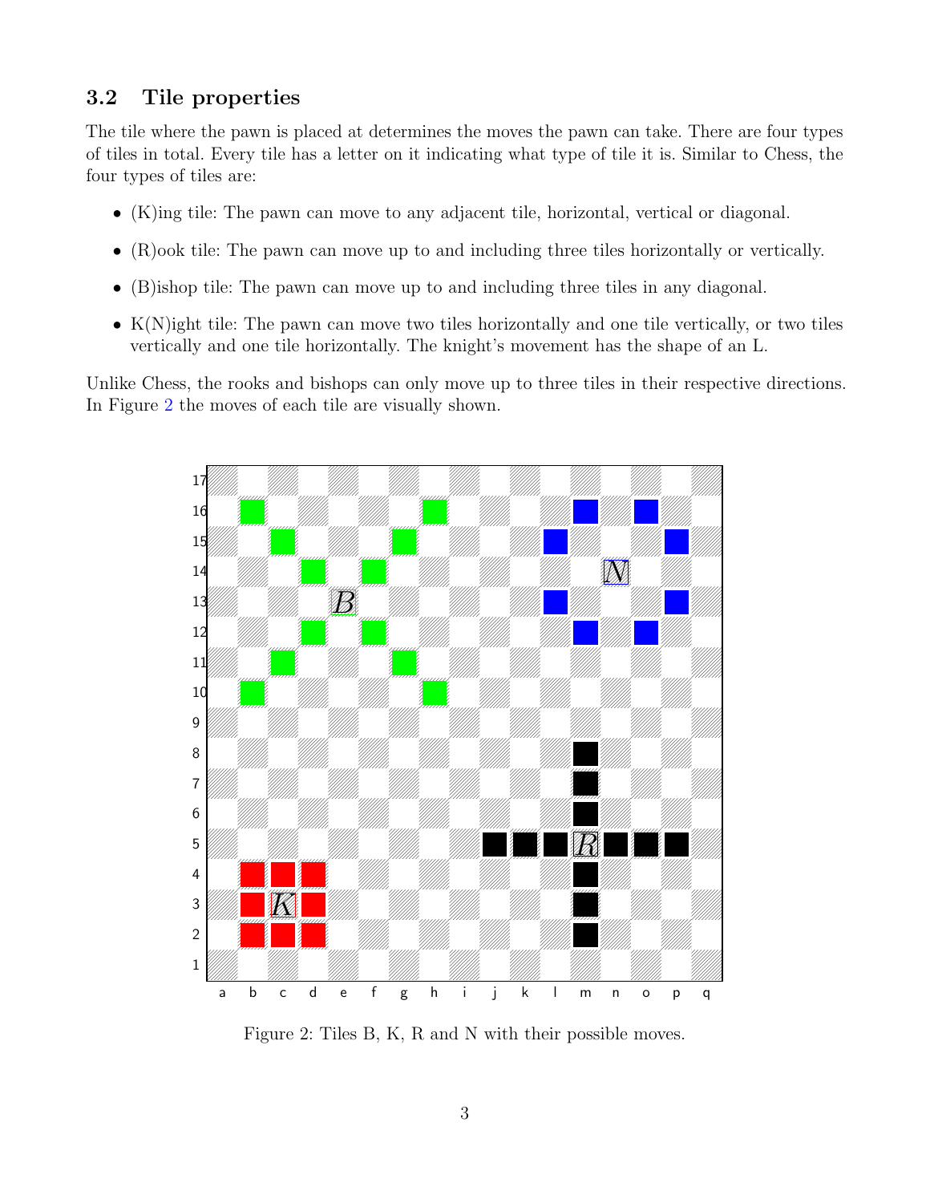### 3.2 Tile properties

The tile where the pawn is placed at determines the moves the pawn can take. There are four types of tiles in total. Every tile has a letter on it indicating what type of tile it is. Similar to Chess, the four types of tiles are:

- (K)ing tile: The pawn can move to any adjacent tile, horizontal, vertical or diagonal.
- (R)ook tile: The pawn can move up to and including three tiles horizontally or vertically.
- (B)ishop tile: The pawn can move up to and including three tiles in any diagonal.
- K(N)ight tile: The pawn can move two tiles horizontally and one tile vertically, or two tiles vertically and one tile horizontally. The knight's movement has the shape of an L.

Unlike Chess, the rooks and bishops can only move up to three tiles in their respective directions. In Figure 2 the moves of each tile are visually shown.

Figure 2: Tiles B, K, R and N with their possible moves.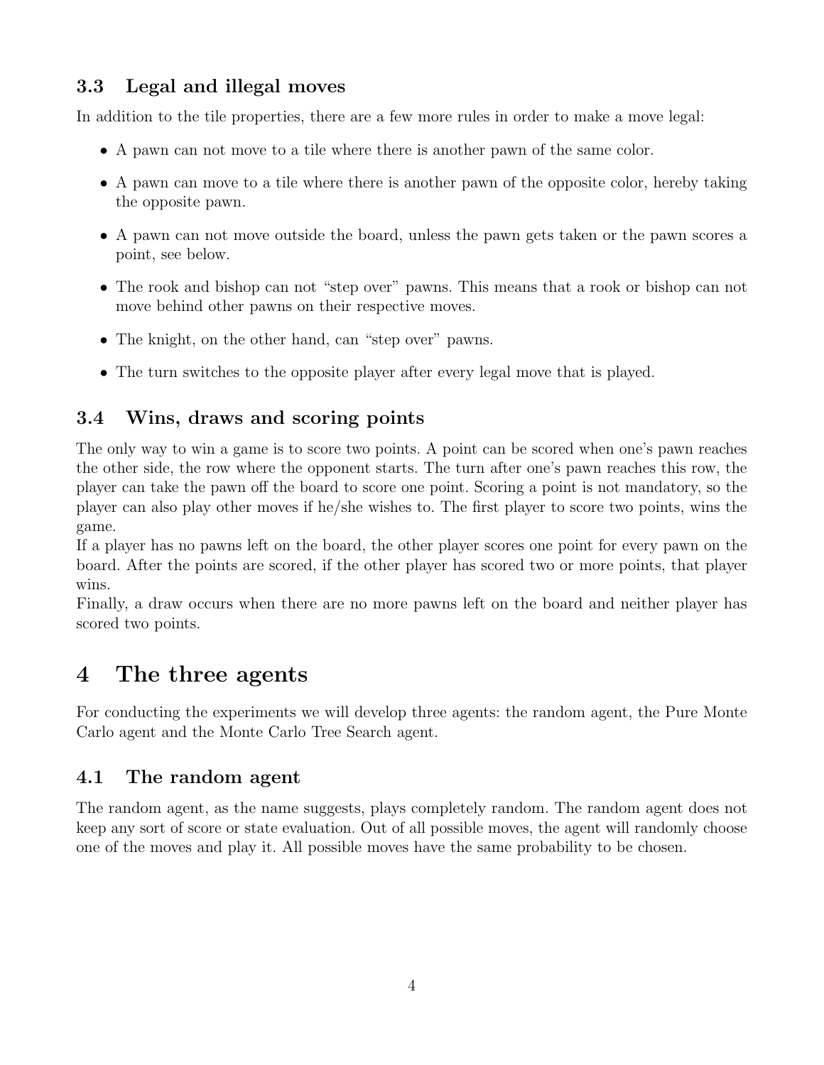### 3.3 Legal and illegal moves

In addition to the tile properties, there are a few more rules in order to make a move legal:

- A pawn can not move to a tile where there is another pawn of the same color.
- A pawn can move to a tile where there is another pawn of the opposite color, hereby taking the opposite pawn.
- A pawn can not move outside the board, unless the pawn gets taken or the pawn scores a point, see below.
- The rook and bishop can not "step over" pawns. This means that a rook or bishop can not move behind other pawns on their respective moves.
- The knight, on the other hand, can "step over" pawns.
- The turn switches to the opposite player after every legal move that is played.

### 3.4 Wins, draws and scoring points

The only way to win a game is to score two points. A point can be scored when one's pawn reaches the other side, the row where the opponent starts. The turn after one's pawn reaches this row, the player can take the pawn off the board to score one point. Scoring a point is not mandatory, so the player can also play other moves if he/she wishes to. The first player to score two points, wins the game.
If a player has no pawns left on the board, the other player scores one point for every pawn on the board. After the points are scored, if the other player has scored two or more points, that player wins.
Finally, a draw occurs when there are no more pawns left on the board and neither player has scored two points.

## 4 The three agents

For conducting the experiments we will develop three agents: the random agent, the Pure Monte Carlo agent and the Monte Carlo Tree Search agent.

### 4.1 The random agent

The random agent, as the name suggests, plays completely random. The random agent does not keep any sort of score or state evaluation. Out of all possible moves, the agent will randomly choose one of the moves and play it. All possible moves have the same probability to be chosen.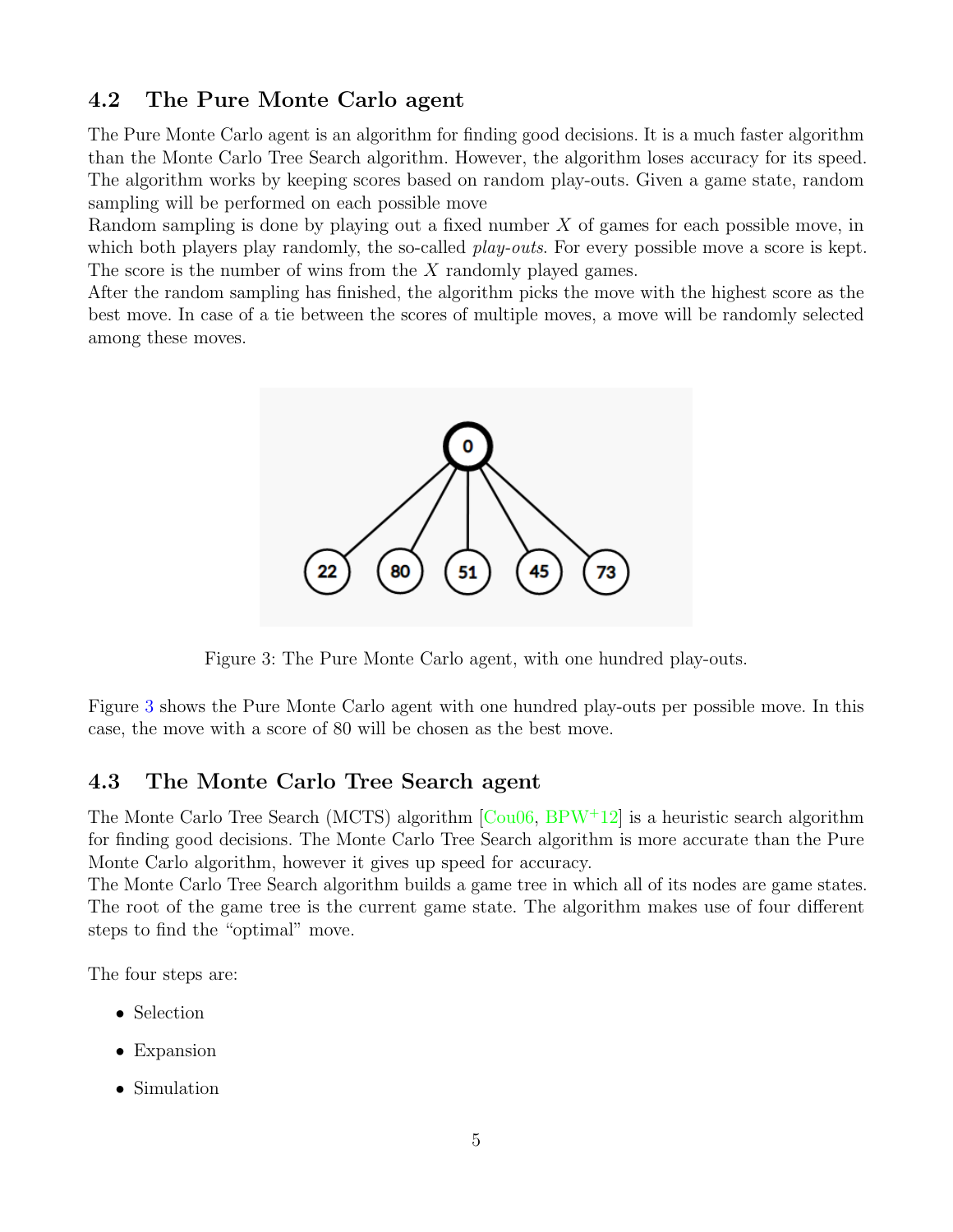## 4.2 The Pure Monte Carlo agent

The Pure Monte Carlo agent is an algorithm for finding good decisions. It is a much faster algorithm than the Monte Carlo Tree Search algorithm. However, the algorithm loses accuracy for its speed. The algorithm works by keeping scores based on random play-outs. Given a game state, random sampling will be performed on each possible move

Random sampling is done by playing out a fixed number $X$ of games for each possible move, in which both players play randomly, the so-called *play-outs*. For every possible move a score is kept. The score is the number of wins from the $X$ randomly played games.

After the random sampling has finished, the algorithm picks the move with the highest score as the best move. In case of a tie between the scores of multiple moves, a move will be randomly selected among these moves.

Figure 3: The Pure Monte Carlo agent, with one hundred play-outs.

Figure 3 shows the Pure Monte Carlo agent with one hundred play-outs per possible move. In this case, the move with a score of 80 will be chosen as the best move.

## 4.3 The Monte Carlo Tree Search agent

The Monte Carlo Tree Search (MCTS) algorithm [Cou06, BPW+12] is a heuristic search algorithm for finding good decisions. The Monte Carlo Tree Search algorithm is more accurate than the Pure Monte Carlo algorithm, however it gives up speed for accuracy.

The Monte Carlo Tree Search algorithm builds a game tree in which all of its nodes are game states. The root of the game tree is the current game state. The algorithm makes use of four different steps to find the "optimal" move.

The four steps are:

- Selection
- Expansion
- Simulation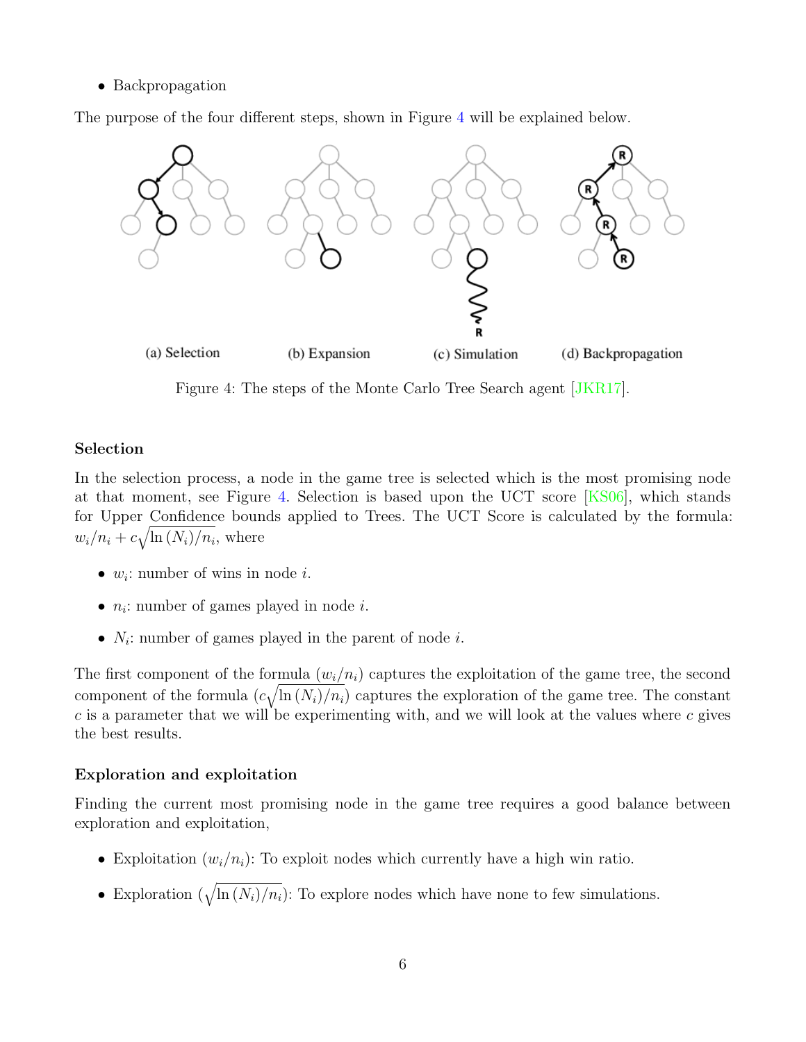- Backpropagation

The purpose of the four different steps, shown in Figure 4 will be explained below.

(a) Selection (b) Expansion (c) Simulation (d) Backpropagation

Figure 4: The steps of the Monte Carlo Tree Search agent [JKR17].

### Selection

In the selection process, a node in the game tree is selected which is the most promising node at that moment, see Figure 4. Selection is based upon the UCT score [KS06], which stands for Upper Confidence bounds applied to Trees. The UCT Score is calculated by the formula: $w_i/n_i + c\sqrt{\ln(N_i)/n_i}$, where

- $w_i$: number of wins in node $i$.
- $n_i$: number of games played in node $i$.
- $N_i$: number of games played in the parent of node $i$.

The first component of the formula ($w_i/n_i$) captures the exploitation of the game tree, the second component of the formula ($c\sqrt{\ln(N_i)/n_i}$) captures the exploration of the game tree. The constant $c$ is a parameter that we will be experimenting with, and we will look at the values where $c$ gives the best results.

### Exploration and exploitation

Finding the current most promising node in the game tree requires a good balance between exploration and exploitation,

- Exploitation ($w_i/n_i$): To exploit nodes which currently have a high win ratio.
- Exploration ($\sqrt{\ln(N_i)/n_i}$): To explore nodes which have none to few simulations.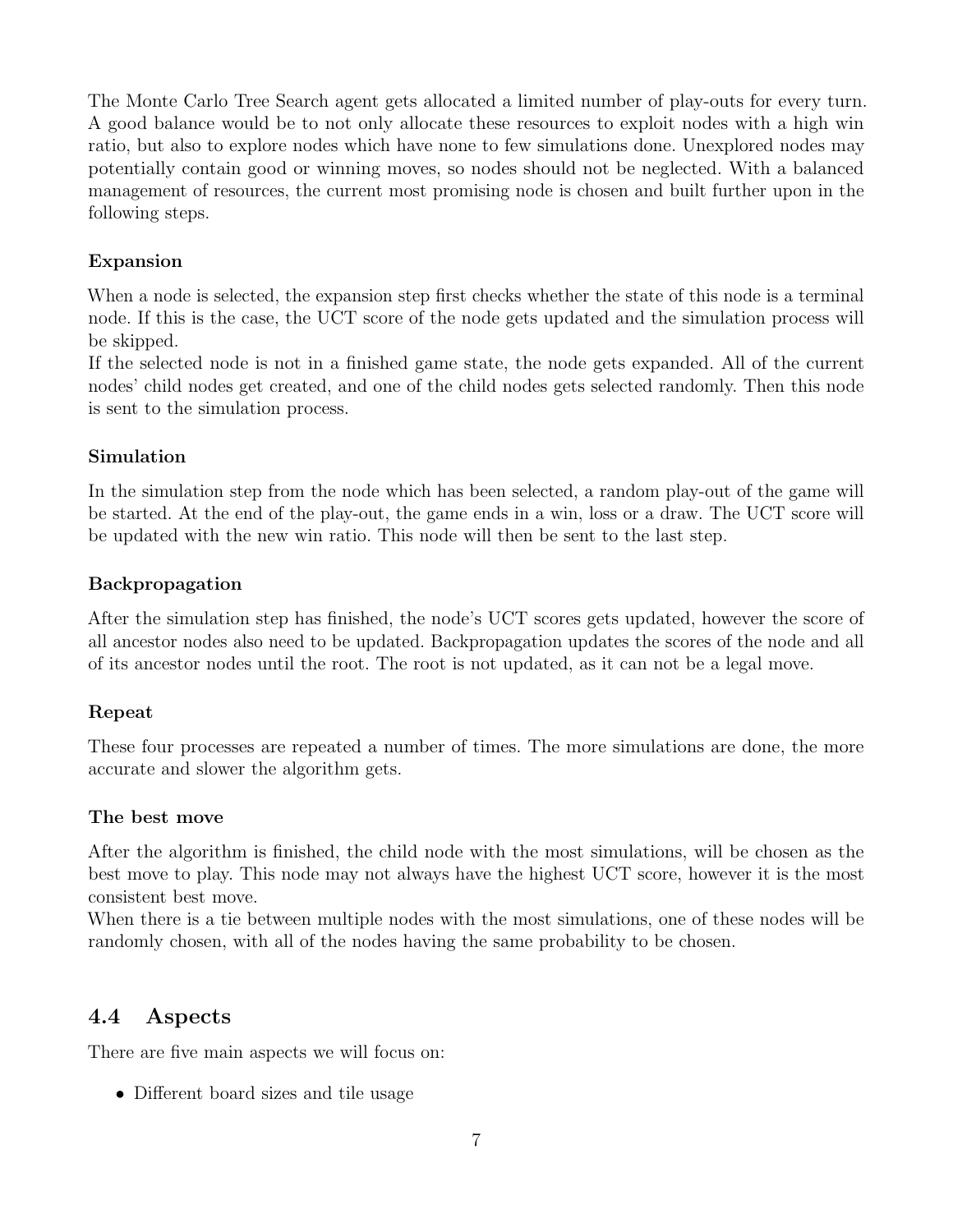The Monte Carlo Tree Search agent gets allocated a limited number of play-outs for every turn. A good balance would be to not only allocate these resources to exploit nodes with a high win ratio, but also to explore nodes which have none to few simulations done. Unexplored nodes may potentially contain good or winning moves, so nodes should not be neglected. With a balanced management of resources, the current most promising node is chosen and built further upon in the following steps.

**Expansion**

When a node is selected, the expansion step first checks whether the state of this node is a terminal node. If this is the case, the UCT score of the node gets updated and the simulation process will be skipped.
If the selected node is not in a finished game state, the node gets expanded. All of the current nodes' child nodes get created, and one of the child nodes gets selected randomly. Then this node is sent to the simulation process.

**Simulation**

In the simulation step from the node which has been selected, a random play-out of the game will be started. At the end of the play-out, the game ends in a win, loss or a draw. The UCT score will be updated with the new win ratio. This node will then be sent to the last step.

**Backpropagation**

After the simulation step has finished, the node's UCT scores gets updated, however the score of all ancestor nodes also need to be updated. Backpropagation updates the scores of the node and all of its ancestor nodes until the root. The root is not updated, as it can not be a legal move.

**Repeat**

These four processes are repeated a number of times. The more simulations are done, the more accurate and slower the algorithm gets.

**The best move**

After the algorithm is finished, the child node with the most simulations, will be chosen as the best move to play. This node may not always have the highest UCT score, however it is the most consistent best move.
When there is a tie between multiple nodes with the most simulations, one of these nodes will be randomly chosen, with all of the nodes having the same probability to be chosen.

## 4.4 Aspects

There are five main aspects we will focus on:

- Different board sizes and tile usage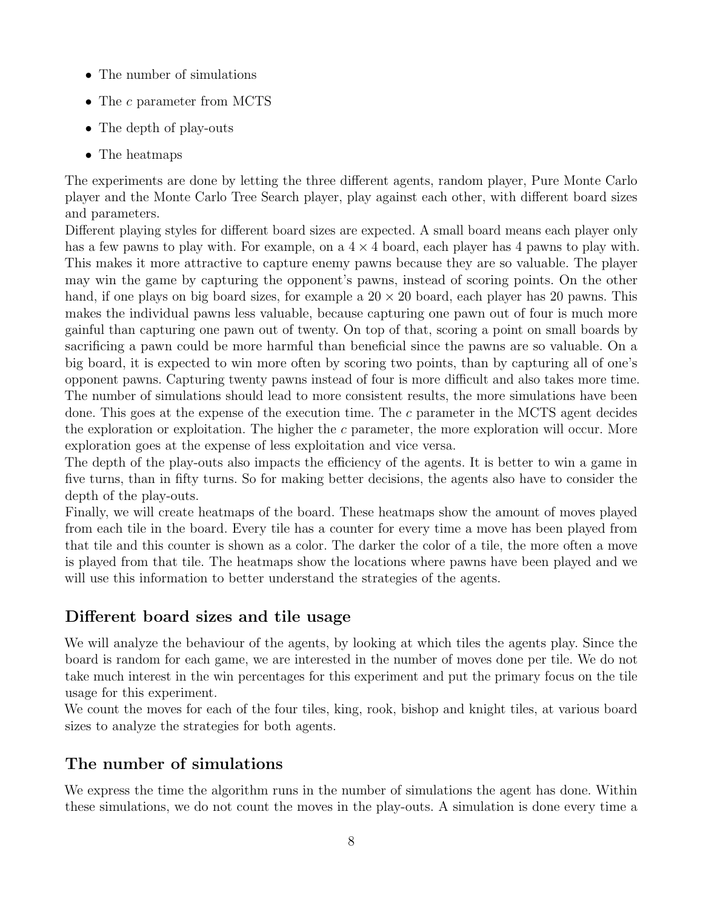- The number of simulations
- The $c$ parameter from MCTS
- The depth of play-outs
- The heatmaps

The experiments are done by letting the three different agents, random player, Pure Monte Carlo player and the Monte Carlo Tree Search player, play against each other, with different board sizes and parameters.
Different playing styles for different board sizes are expected. A small board means each player only has a few pawns to play with. For example, on a $4 \times 4$ board, each player has 4 pawns to play with. This makes it more attractive to capture enemy pawns because they are so valuable. The player may win the game by capturing the opponent's pawns, instead of scoring points. On the other hand, if one plays on big board sizes, for example a $20 \times 20$ board, each player has 20 pawns. This makes the individual pawns less valuable, because capturing one pawn out of four is much more gainful than capturing one pawn out of twenty. On top of that, scoring a point on small boards by sacrificing a pawn could be more harmful than beneficial since the pawns are so valuable. On a big board, it is expected to win more often by scoring two points, than by capturing all of one's opponent pawns. Capturing twenty pawns instead of four is more difficult and also takes more time.
The number of simulations should lead to more consistent results, the more simulations have been done. This goes at the expense of the execution time. The $c$ parameter in the MCTS agent decides the exploration or exploitation. The higher the $c$ parameter, the more exploration will occur. More exploration goes at the expense of less exploitation and vice versa.
The depth of the play-outs also impacts the efficiency of the agents. It is better to win a game in five turns, than in fifty turns. So for making better decisions, the agents also have to consider the depth of the play-outs.
Finally, we will create heatmaps of the board. These heatmaps show the amount of moves played from each tile in the board. Every tile has a counter for every time a move has been played from that tile and this counter is shown as a color. The darker the color of a tile, the more often a move is played from that tile. The heatmaps show the locations where pawns have been played and we will use this information to better understand the strategies of the agents.

## Different board sizes and tile usage

We will analyze the behaviour of the agents, by looking at which tiles the agents play. Since the board is random for each game, we are interested in the number of moves done per tile. We do not take much interest in the win percentages for this experiment and put the primary focus on the tile usage for this experiment.
We count the moves for each of the four tiles, king, rook, bishop and knight tiles, at various board sizes to analyze the strategies for both agents.

## The number of simulations

We express the time the algorithm runs in the number of simulations the agent has done. Within these simulations, we do not count the moves in the play-outs. A simulation is done every time a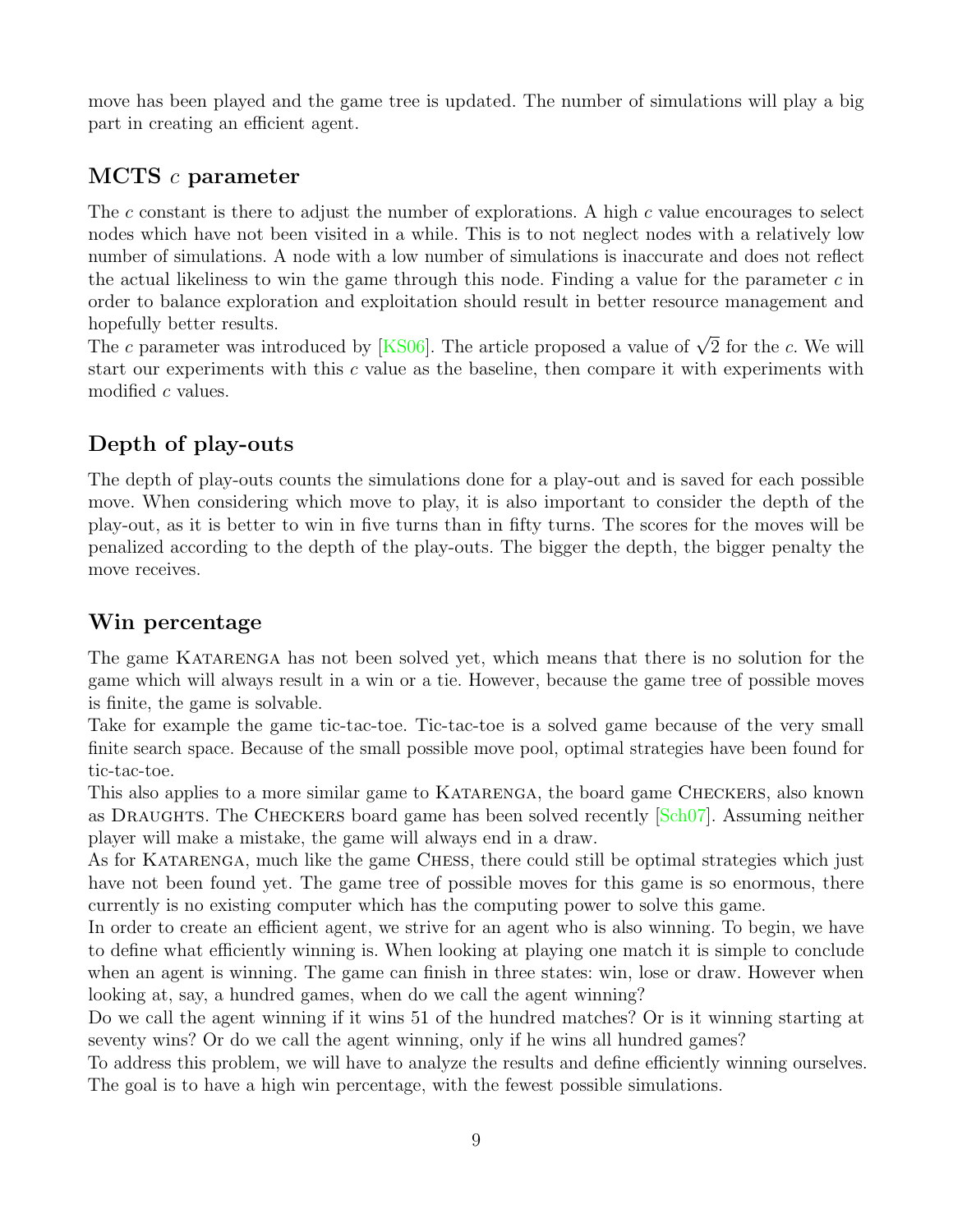move has been played and the game tree is updated. The number of simulations will play a big part in creating an efficient agent.

## MCTS $c$ parameter

The $c$ constant is there to adjust the number of explorations. A high $c$ value encourages to select nodes which have not been visited in a while. This is to not neglect nodes with a relatively low number of simulations. A node with a low number of simulations is inaccurate and does not reflect the actual likeliness to win the game through this node. Finding a value for the parameter $c$ in order to balance exploration and exploitation should result in better resource management and hopefully better results.

The $c$ parameter was introduced by [KS06]. The article proposed a value of $\sqrt{2}$ for the $c$. We will start our experiments with this $c$ value as the baseline, then compare it with experiments with modified $c$ values.

## Depth of play-outs

The depth of play-outs counts the simulations done for a play-out and is saved for each possible move. When considering which move to play, it is also important to consider the depth of the play-out, as it is better to win in five turns than in fifty turns. The scores for the moves will be penalized according to the depth of the play-outs. The bigger the depth, the bigger penalty the move receives.

## Win percentage

The game Katarenga has not been solved yet, which means that there is no solution for the game which will always result in a win or a tie. However, because the game tree of possible moves is finite, the game is solvable.

Take for example the game tic-tac-toe. Tic-tac-toe is a solved game because of the very small finite search space. Because of the small possible move pool, optimal strategies have been found for tic-tac-toe.

This also applies to a more similar game to Katarenga, the board game Checkers, also known as Draughts. The Checkers board game has been solved recently [Sch07]. Assuming neither player will make a mistake, the game will always end in a draw.

As for Katarenga, much like the game Chess, there could still be optimal strategies which just have not been found yet. The game tree of possible moves for this game is so enormous, there currently is no existing computer which has the computing power to solve this game.

In order to create an efficient agent, we strive for an agent who is also winning. To begin, we have to define what efficiently winning is. When looking at playing one match it is simple to conclude when an agent is winning. The game can finish in three states: win, lose or draw. However when looking at, say, a hundred games, when do we call the agent winning?

Do we call the agent winning if it wins 51 of the hundred matches? Or is it winning starting at seventy wins? Or do we call the agent winning, only if he wins all hundred games?

To address this problem, we will have to analyze the results and define efficiently winning ourselves. The goal is to have a high win percentage, with the fewest possible simulations.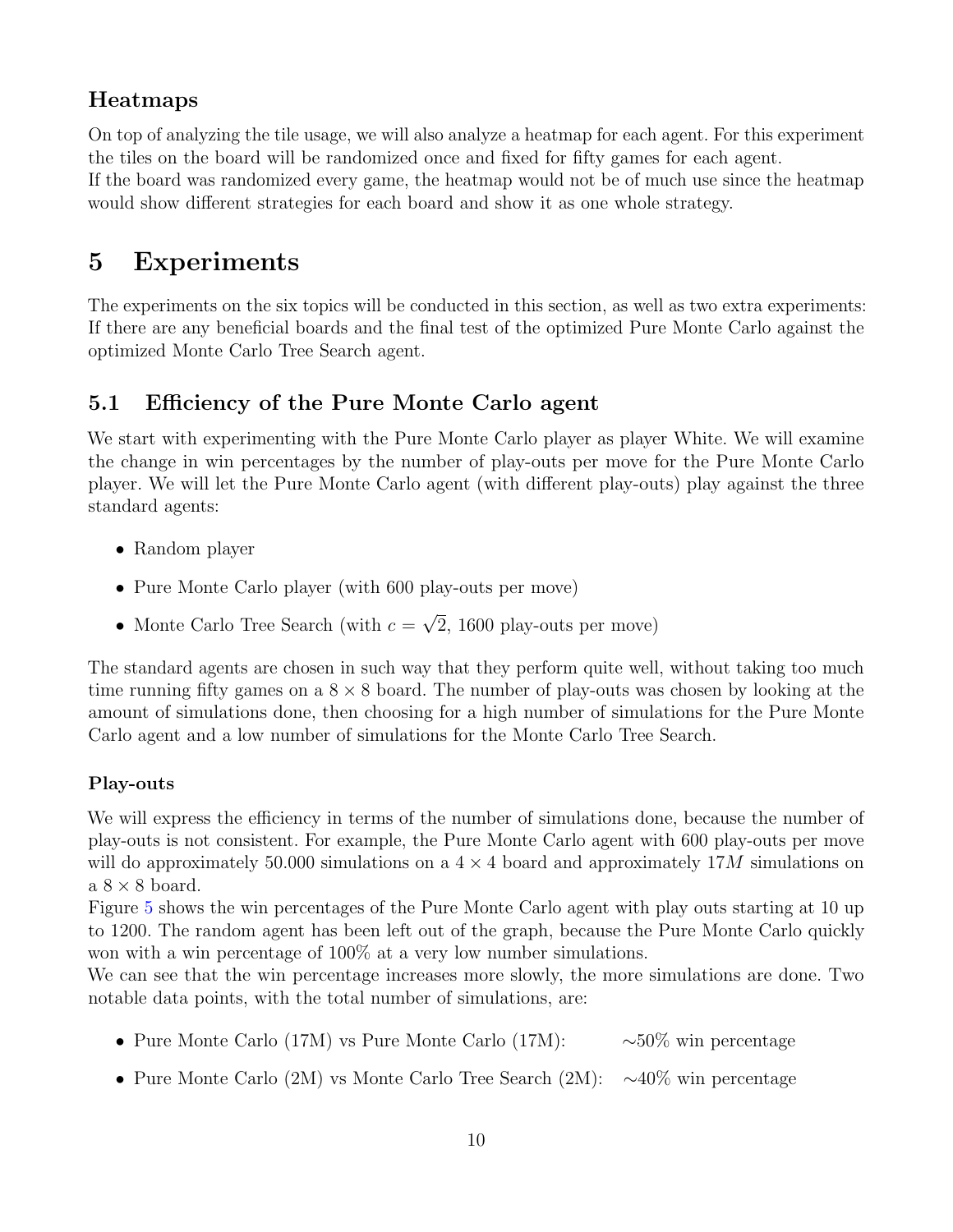### Heatmaps

On top of analyzing the tile usage, we will also analyze a heatmap for each agent. For this experiment the tiles on the board will be randomized once and fixed for fifty games for each agent.
If the board was randomized every game, the heatmap would not be of much use since the heatmap would show different strategies for each board and show it as one whole strategy.

# 5 Experiments

The experiments on the six topics will be conducted in this section, as well as two extra experiments: If there are any beneficial boards and the final test of the optimized Pure Monte Carlo against the optimized Monte Carlo Tree Search agent.

## 5.1 Efficiency of the Pure Monte Carlo agent

We start with experimenting with the Pure Monte Carlo player as player White. We will examine the change in win percentages by the number of play-outs per move for the Pure Monte Carlo player. We will let the Pure Monte Carlo agent (with different play-outs) play against the three standard agents:

- Random player
- Pure Monte Carlo player (with 600 play-outs per move)
- Monte Carlo Tree Search (with $c = \sqrt{2}$, 1600 play-outs per move)

The standard agents are chosen in such way that they perform quite well, without taking too much time running fifty games on a $8 \times 8$ board. The number of play-outs was chosen by looking at the amount of simulations done, then choosing for a high number of simulations for the Pure Monte Carlo agent and a low number of simulations for the Monte Carlo Tree Search.

### Play-outs

We will express the efficiency in terms of the number of simulations done, because the number of play-outs is not consistent. For example, the Pure Monte Carlo agent with 600 play-outs per move will do approximately 50.000 simulations on a $4 \times 4$ board and approximately $17M$ simulations on a $8 \times 8$ board.
Figure 5 shows the win percentages of the Pure Monte Carlo agent with play outs starting at 10 up to 1200. The random agent has been left out of the graph, because the Pure Monte Carlo quickly won with a win percentage of 100% at a very low number simulations.
We can see that the win percentage increases more slowly, the more simulations are done. Two notable data points, with the total number of simulations, are:

- Pure Monte Carlo (17M) vs Pure Monte Carlo (17M): ∼50% win percentage
- Pure Monte Carlo (2M) vs Monte Carlo Tree Search (2M): ∼40% win percentage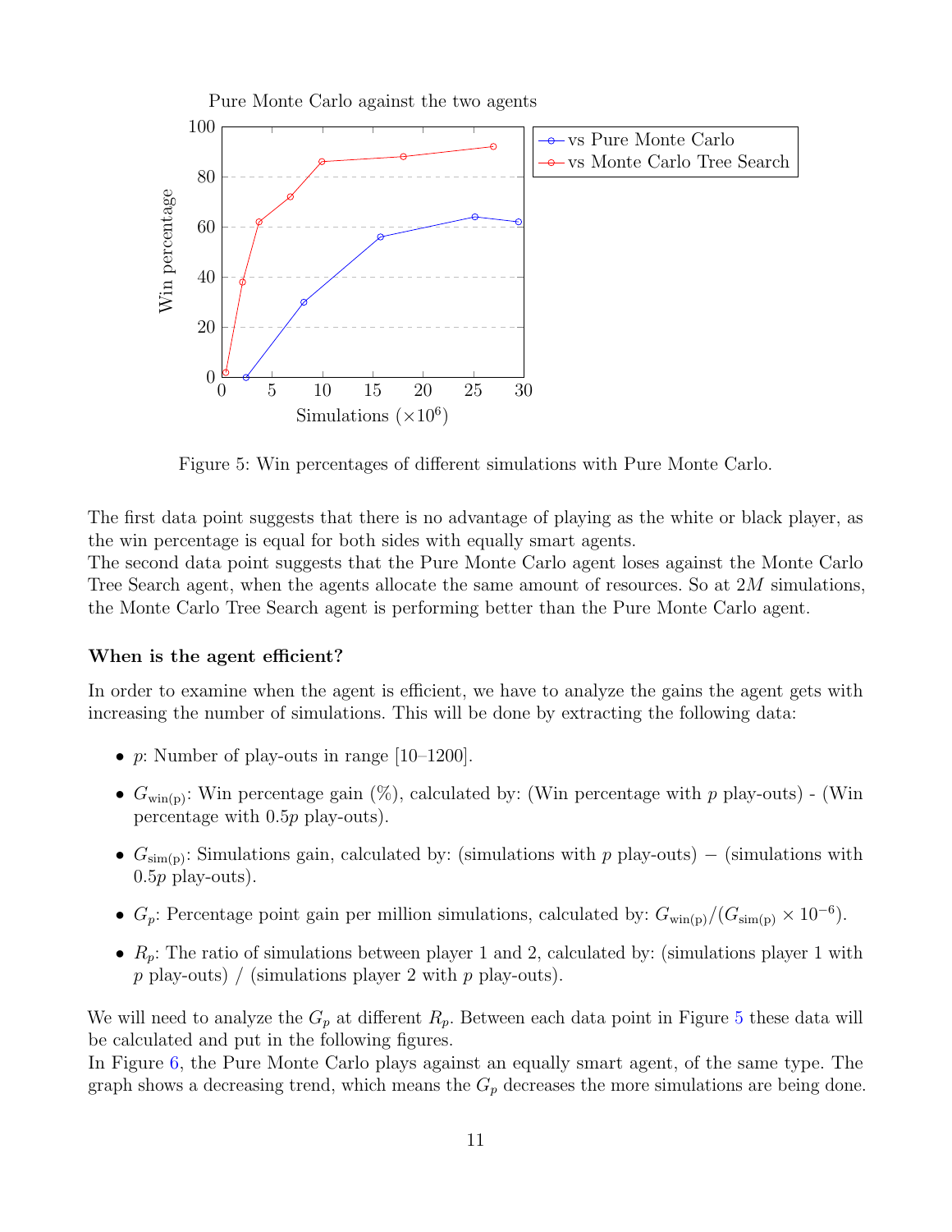Figure 5: Win percentages of different simulations with Pure Monte Carlo.

The first data point suggests that there is no advantage of playing as the white or black player, as the win percentage is equal for both sides with equally smart agents.
The second data point suggests that the Pure Monte Carlo agent loses against the Monte Carlo Tree Search agent, when the agents allocate the same amount of resources. So at $2M$ simulations, the Monte Carlo Tree Search agent is performing better than the Pure Monte Carlo agent.

**When is the agent efficient?**

In order to examine when the agent is efficient, we have to analyze the gains the agent gets with increasing the number of simulations. This will be done by extracting the following data:

- $p$: Number of play-outs in range [10–1200].
- $G_{\text{win(p)}}$: Win percentage gain (%), calculated by: (Win percentage with $p$ play-outs) - (Win percentage with $0.5p$ play-outs).
- $G_{\text{sim(p)}}$: Simulations gain, calculated by: (simulations with $p$ play-outs) $-$ (simulations with $0.5p$ play-outs).
- $G_p$: Percentage point gain per million simulations, calculated by: $G_{\text{win(p)}}/(G_{\text{sim(p)}} \times 10^{-6})$.
- $R_p$: The ratio of simulations between player 1 and 2, calculated by: (simulations player 1 with $p$ play-outs) / (simulations player 2 with $p$ play-outs).

We will need to analyze the $G_p$ at different $R_p$. Between each data point in Figure 5 these data will be calculated and put in the following figures.
In Figure 6, the Pure Monte Carlo plays against an equally smart agent, of the same type. The graph shows a decreasing trend, which means the $G_p$ decreases the more simulations are being done.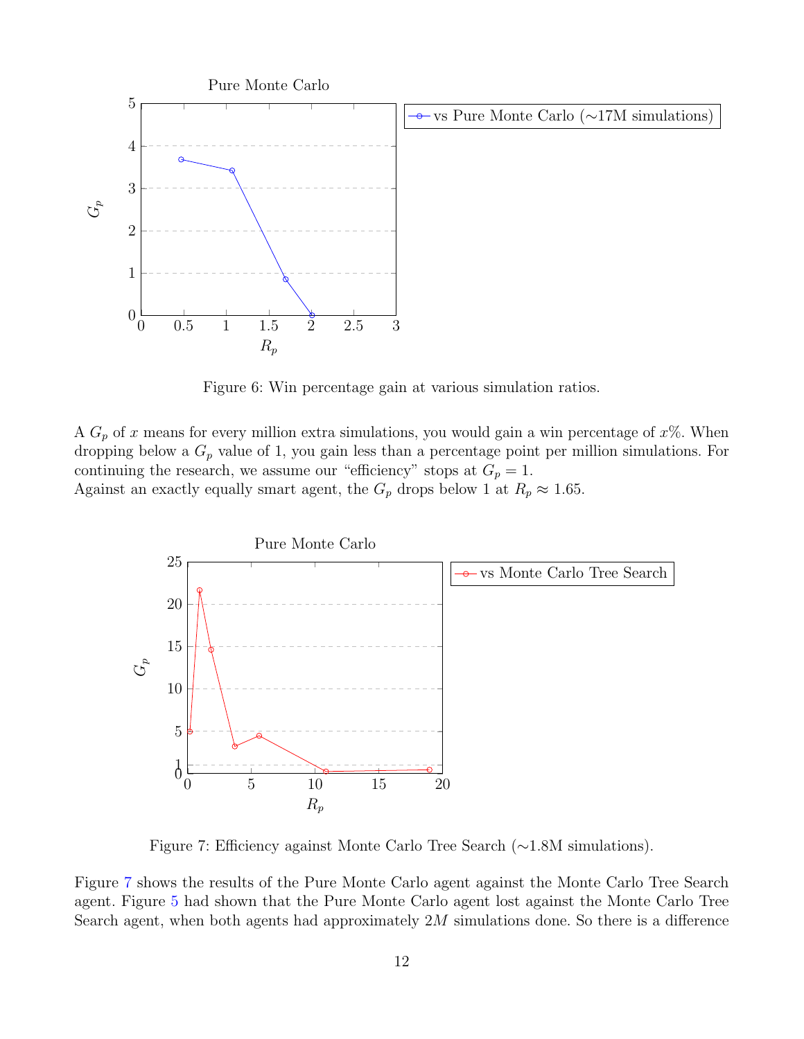Figure 6: Win percentage gain at various simulation ratios.

A $G_p$ of $x$ means for every million extra simulations, you would gain a win percentage of $x$%. When dropping below a $G_p$ value of 1, you gain less than a percentage point per million simulations. For continuing the research, we assume our "efficiency" stops at $G_p = 1$.
Against an exactly equally smart agent, the $G_p$ drops below 1 at $R_p \approx 1.65$.

Figure 7: Efficiency against Monte Carlo Tree Search (∼1.8M simulations).

Figure 7 shows the results of the Pure Monte Carlo agent against the Monte Carlo Tree Search agent. Figure 5 had shown that the Pure Monte Carlo agent lost against the Monte Carlo Tree Search agent, when both agents had approximately $2M$ simulations done. So there is a difference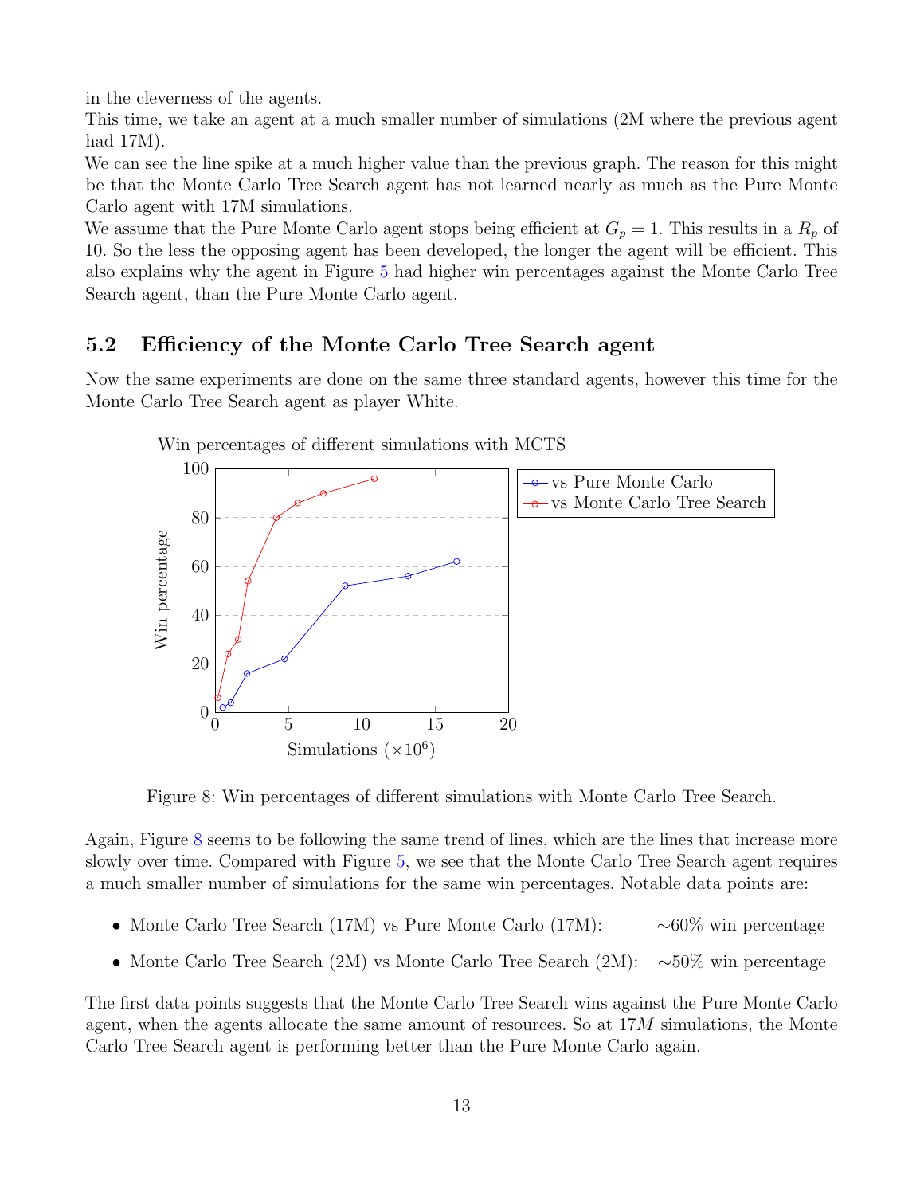in the cleverness of the agents.
This time, we take an agent at a much smaller number of simulations (2M where the previous agent had 17M).
We can see the line spike at a much higher value than the previous graph. The reason for this might be that the Monte Carlo Tree Search agent has not learned nearly as much as the Pure Monte Carlo agent with 17M simulations.
We assume that the Pure Monte Carlo agent stops being efficient at $G_p = 1$. This results in a $R_p$ of 10. So the less the opposing agent has been developed, the longer the agent will be efficient. This also explains why the agent in Figure 5 had higher win percentages against the Monte Carlo Tree Search agent, than the Pure Monte Carlo agent.

## 5.2 Efficiency of the Monte Carlo Tree Search agent

Now the same experiments are done on the same three standard agents, however this time for the Monte Carlo Tree Search agent as player White.

Figure 8: Win percentages of different simulations with Monte Carlo Tree Search.

Again, Figure 8 seems to be following the same trend of lines, which are the lines that increase more slowly over time. Compared with Figure 5, we see that the Monte Carlo Tree Search agent requires a much smaller number of simulations for the same win percentages. Notable data points are:

- Monte Carlo Tree Search (17M) vs Pure Monte Carlo (17M): ∼60% win percentage
- Monte Carlo Tree Search (2M) vs Monte Carlo Tree Search (2M): ∼50% win percentage

The first data points suggests that the Monte Carlo Tree Search wins against the Pure Monte Carlo agent, when the agents allocate the same amount of resources. So at $17M$ simulations, the Monte Carlo Tree Search agent is performing better than the Pure Monte Carlo again.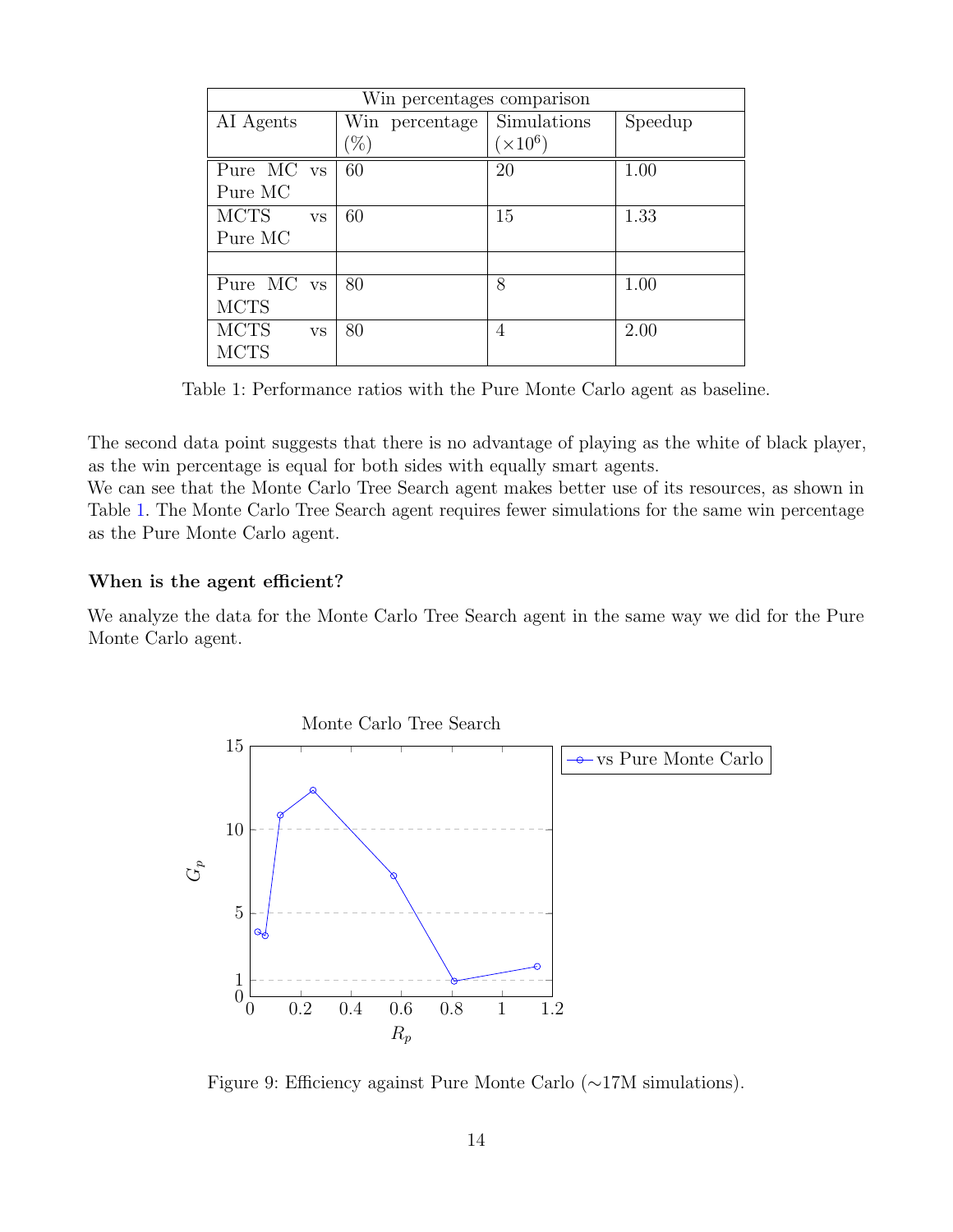| Win percentages comparison | | | |
|---|---|---|---|
| AI Agents | Win percentage (%) | Simulations ($\times 10^6$) | Speedup |
| Pure MC vs Pure MC | 60 | 20 | 1.00 |
| MCTS vs Pure MC | 60 | 15 | 1.33 |
| | | | |
| Pure MC vs MCTS | 80 | 8 | 1.00 |
| MCTS vs MCTS | 80 | 4 | 2.00 |

Table 1: Performance ratios with the Pure Monte Carlo agent as baseline.

The second data point suggests that there is no advantage of playing as the white of black player, as the win percentage is equal for both sides with equally smart agents.
We can see that the Monte Carlo Tree Search agent makes better use of its resources, as shown in Table 1. The Monte Carlo Tree Search agent requires fewer simulations for the same win percentage as the Pure Monte Carlo agent.

**When is the agent efficient?**

We analyze the data for the Monte Carlo Tree Search agent in the same way we did for the Pure Monte Carlo agent.

Figure 9: Efficiency against Pure Monte Carlo (∼17M simulations).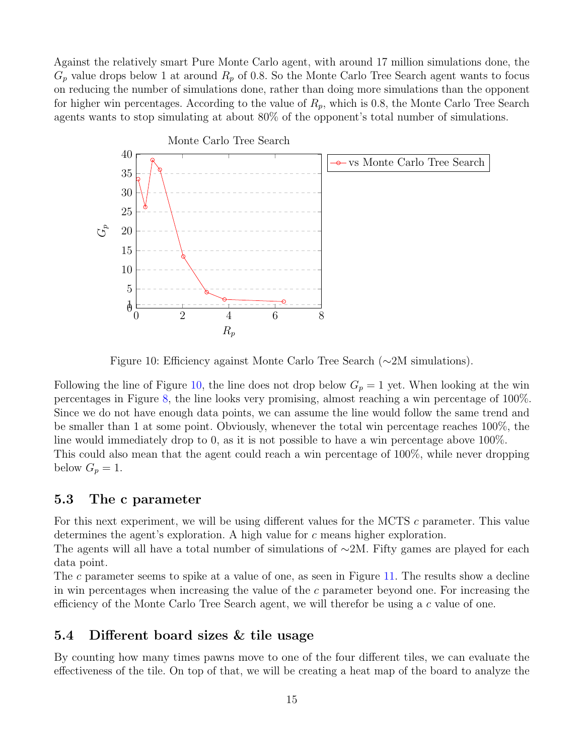Against the relatively smart Pure Monte Carlo agent, with around 17 million simulations done, the $G_p$ value drops below 1 at around $R_p$ of 0.8. So the Monte Carlo Tree Search agent wants to focus on reducing the number of simulations done, rather than doing more simulations than the opponent for higher win percentages. According to the value of $R_p$, which is 0.8, the Monte Carlo Tree Search agents wants to stop simulating at about 80% of the opponent's total number of simulations.

Figure 10: Efficiency against Monte Carlo Tree Search (∼2M simulations).

Following the line of Figure 10, the line does not drop below $G_p = 1$ yet. When looking at the win percentages in Figure 8, the line looks very promising, almost reaching a win percentage of 100%. Since we do not have enough data points, we can assume the line would follow the same trend and be smaller than 1 at some point. Obviously, whenever the total win percentage reaches 100%, the line would immediately drop to 0, as it is not possible to have a win percentage above 100%.
This could also mean that the agent could reach a win percentage of 100%, while never dropping below $G_p = 1$.

## 5.3 The c parameter

For this next experiment, we will be using different values for the MCTS $c$ parameter. This value determines the agent's exploration. A high value for $c$ means higher exploration.
The agents will all have a total number of simulations of ∼2M. Fifty games are played for each data point.
The $c$ parameter seems to spike at a value of one, as seen in Figure 11. The results show a decline in win percentages when increasing the value of the $c$ parameter beyond one. For increasing the efficiency of the Monte Carlo Tree Search agent, we will therefor be using a $c$ value of one.

## 5.4 Different board sizes & tile usage

By counting how many times pawns move to one of the four different tiles, we can evaluate the effectiveness of the tile. On top of that, we will be creating a heat map of the board to analyze the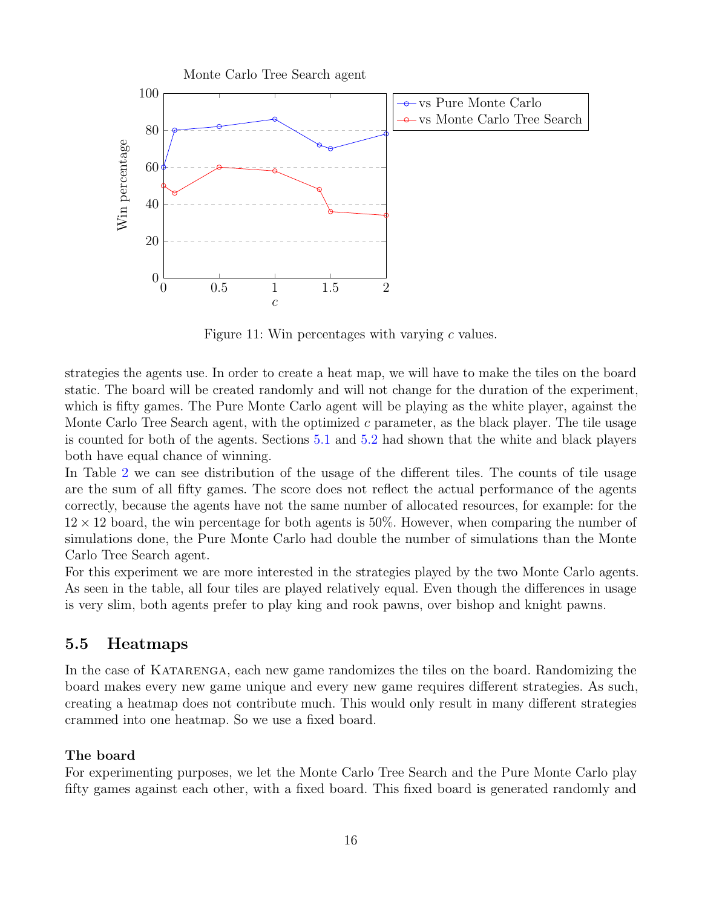Figure 11: Win percentages with varying $c$ values.

strategies the agents use. In order to create a heat map, we will have to make the tiles on the board static. The board will be created randomly and will not change for the duration of the experiment, which is fifty games. The Pure Monte Carlo agent will be playing as the white player, against the Monte Carlo Tree Search agent, with the optimized $c$ parameter, as the black player. The tile usage is counted for both of the agents. Sections 5.1 and 5.2 had shown that the white and black players both have equal chance of winning.

In Table 2 we can see distribution of the usage of the different tiles. The counts of tile usage are the sum of all fifty games. The score does not reflect the actual performance of the agents correctly, because the agents have not the same number of allocated resources, for example: for the $12 \times 12$ board, the win percentage for both agents is 50%. However, when comparing the number of simulations done, the Pure Monte Carlo had double the number of simulations than the Monte Carlo Tree Search agent.

For this experiment we are more interested in the strategies played by the two Monte Carlo agents. As seen in the table, all four tiles are played relatively equal. Even though the differences in usage is very slim, both agents prefer to play king and rook pawns, over bishop and knight pawns.

## 5.5 Heatmaps

In the case of KATARENGA, each new game randomizes the tiles on the board. Randomizing the board makes every new game unique and every new game requires different strategies. As such, creating a heatmap does not contribute much. This would only result in many different strategies crammed into one heatmap. So we use a fixed board.

**The board**

For experimenting purposes, we let the Monte Carlo Tree Search and the Pure Monte Carlo play fifty games against each other, with a fixed board. This fixed board is generated randomly and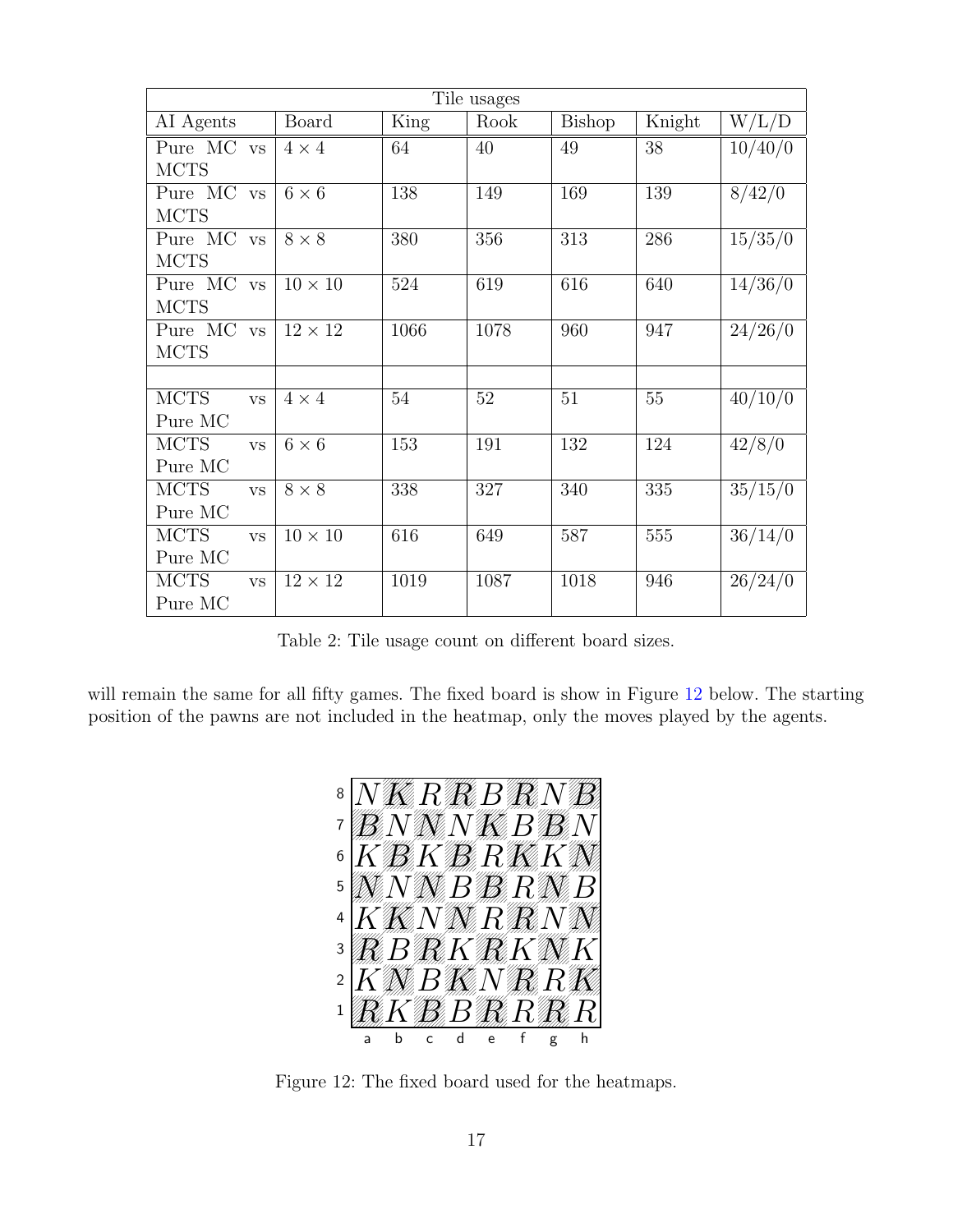| Tile usages | | | | | | |
|---|---|---|---|---|---|---|
| AI Agents | Board | King | Rook | Bishop | Knight | W/L/D |
| Pure MC vs MCTS | $4 \times 4$ | 64 | 40 | 49 | 38 | 10/40/0 |
| Pure MC vs MCTS | $6 \times 6$ | 138 | 149 | 169 | 139 | 8/42/0 |
| Pure MC vs MCTS | $8 \times 8$ | 380 | 356 | 313 | 286 | 15/35/0 |
| Pure MC vs MCTS | $10 \times 10$ | 524 | 619 | 616 | 640 | 14/36/0 |
| Pure MC vs MCTS | $12 \times 12$ | 1066 | 1078 | 960 | 947 | 24/26/0 |
| | | | | | | |
| MCTS vs Pure MC | $4 \times 4$ | 54 | 52 | 51 | 55 | 40/10/0 |
| MCTS vs Pure MC | $6 \times 6$ | 153 | 191 | 132 | 124 | 42/8/0 |
| MCTS vs Pure MC | $8 \times 8$ | 338 | 327 | 340 | 335 | 35/15/0 |
| MCTS vs Pure MC | $10 \times 10$ | 616 | 649 | 587 | 555 | 36/14/0 |
| MCTS vs Pure MC | $12 \times 12$ | 1019 | 1087 | 1018 | 946 | 26/24/0 |

Table 2: Tile usage count on different board sizes.

will remain the same for all fifty games. The fixed board is show in Figure 12 below. The starting position of the pawns are not included in the heatmap, only the moves played by the agents.

| | a | b | c | d | e | f | g | h |
|---|---|---|---|---|---|---|---|---|
| 8 | N | K | R | R | B | R | N | B |
| 7 | B | N | N | N | K | B | B | N |
| 6 | K | B | K | B | R | K | K | N |
| 5 | N | N | N | B | B | R | N | B |
| 4 | K | K | N | N | R | R | N | N |
| 3 | R | B | R | K | R | K | N | K |
| 2 | K | N | B | K | N | R | R | K |
| 1 | R | K | B | B | R | R | R | R |

Figure 12: The fixed board used for the heatmaps.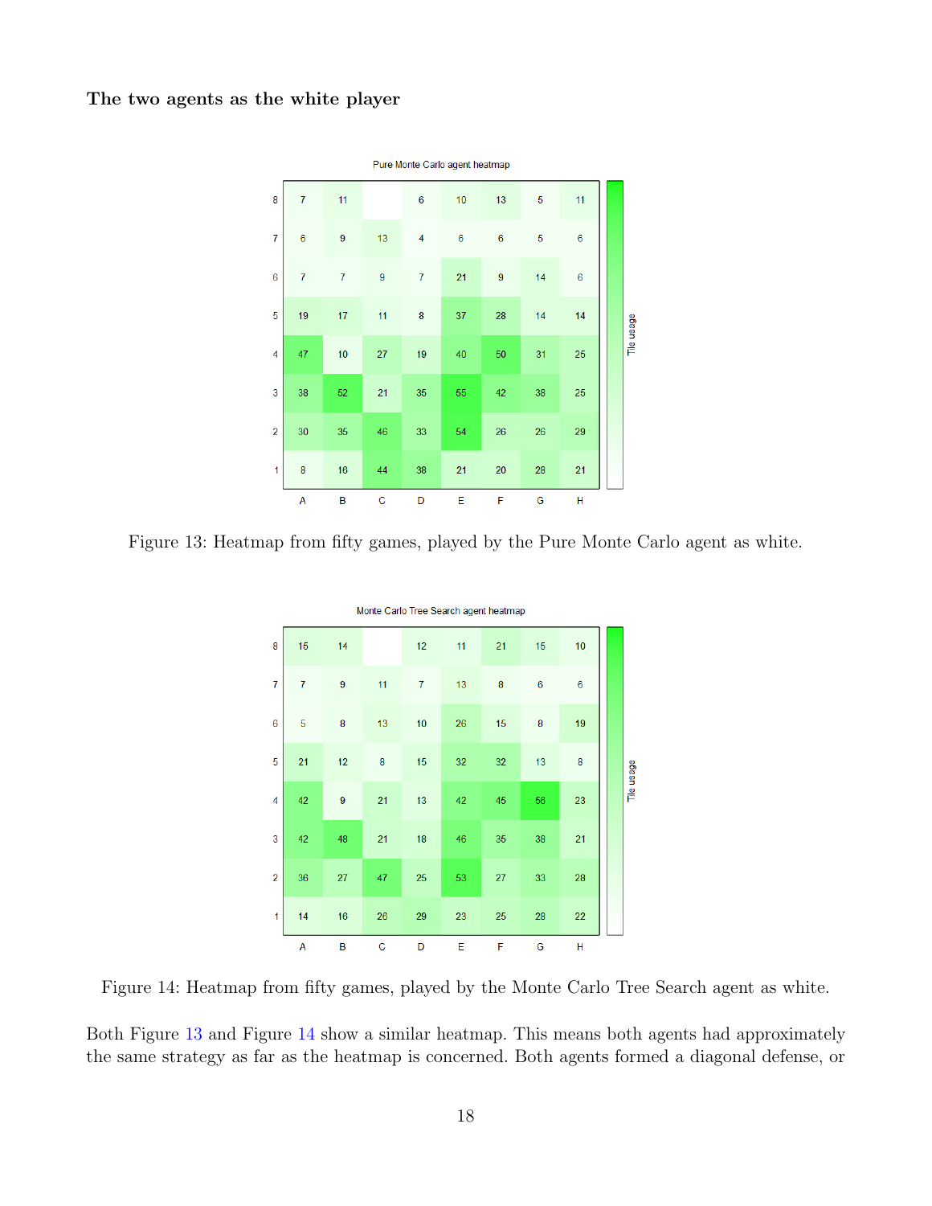**The two agents as the white player**

Pure Monte Carlo agent heatmap

|   | A | B | C | D | E | F | G | H |
|---|---|---|---|---|---|---|---|---|
| 8 | 7 | 11 |  | 6 | 10 | 13 | 5 | 11 |
| 7 | 6 | 9 | 13 | 4 | 6 | 6 | 5 | 6 |
| 6 | 7 | 7 | 9 | 7 | 21 | 9 | 14 | 6 |
| 5 | 19 | 17 | 11 | 8 | 37 | 28 | 14 | 14 |
| 4 | 47 | 10 | 27 | 19 | 40 | 50 | 31 | 25 |
| 3 | 38 | 52 | 21 | 35 | 55 | 42 | 38 | 25 |
| 2 | 30 | 35 | 46 | 33 | 54 | 26 | 26 | 29 |
| 1 | 8 | 16 | 44 | 38 | 21 | 20 | 28 | 21 |

Tile usage

Figure 13: Heatmap from fifty games, played by the Pure Monte Carlo agent as white.

Monte Carlo Tree Search agent heatmap

|   | A | B | C | D | E | F | G | H |
|---|---|---|---|---|---|---|---|---|
| 8 | 15 | 14 |  | 12 | 11 | 21 | 15 | 10 |
| 7 | 7 | 9 | 11 | 7 | 13 | 8 | 6 | 6 |
| 6 | 5 | 8 | 13 | 10 | 26 | 15 | 8 | 19 |
| 5 | 21 | 12 | 8 | 15 | 32 | 32 | 13 | 8 |
| 4 | 42 | 9 | 21 | 13 | 42 | 45 | 56 | 23 |
| 3 | 42 | 48 | 21 | 18 | 46 | 35 | 38 | 21 |
| 2 | 36 | 27 | 47 | 25 | 53 | 27 | 33 | 28 |
| 1 | 14 | 16 | 26 | 29 | 23 | 25 | 28 | 22 |

Tile usage

Figure 14: Heatmap from fifty games, played by the Monte Carlo Tree Search agent as white.

Both Figure 13 and Figure 14 show a similar heatmap. This means both agents had approximately the same strategy as far as the heatmap is concerned. Both agents formed a diagonal defense, or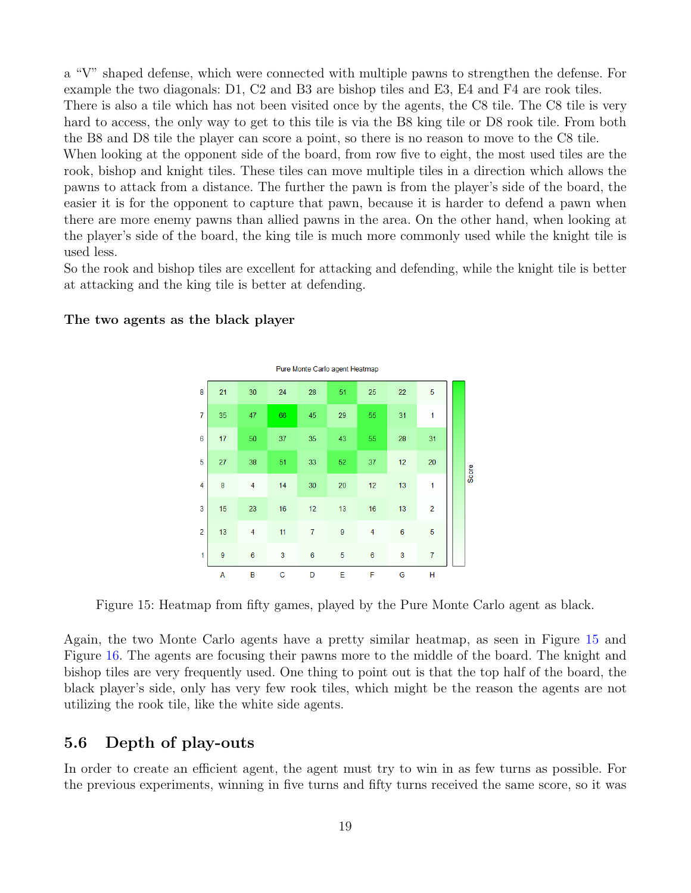a “V” shaped defense, which were connected with multiple pawns to strengthen the defense. For example the two diagonals: D1, C2 and B3 are bishop tiles and E3, E4 and F4 are rook tiles. There is also a tile which has not been visited once by the agents, the C8 tile. The C8 tile is very hard to access, the only way to get to this tile is via the B8 king tile or D8 rook tile. From both the B8 and D8 tile the player can score a point, so there is no reason to move to the C8 tile.
When looking at the opponent side of the board, from row five to eight, the most used tiles are the rook, bishop and knight tiles. These tiles can move multiple tiles in a direction which allows the pawns to attack from a distance. The further the pawn is from the player’s side of the board, the easier it is for the opponent to capture that pawn, because it is harder to defend a pawn when there are more enemy pawns than allied pawns in the area. On the other hand, when looking at the player’s side of the board, the king tile is much more commonly used while the knight tile is used less.
So the rook and bishop tiles are excellent for attacking and defending, while the knight tile is better at attacking and the king tile is better at defending.

**The two agents as the black player**

Pure Monte Carlo agent Heatmap

| | A | B | C | D | E | F | G | H |
|---|---|---|---|---|---|---|---|---|
| 8 | 21 | 30 | 24 | 28 | 51 | 25 | 22 | 5 |
| 7 | 35 | 47 | 66 | 45 | 29 | 55 | 31 | 1 |
| 6 | 17 | 50 | 37 | 35 | 43 | 55 | 28 | 31 |
| 5 | 27 | 38 | 51 | 33 | 52 | 37 | 12 | 20 |
| 4 | 8 | 4 | 14 | 30 | 20 | 12 | 13 | 1 |
| 3 | 15 | 23 | 16 | 12 | 13 | 16 | 13 | 2 |
| 2 | 13 | 4 | 11 | 7 | 9 | 4 | 6 | 5 |
| 1 | 9 | 6 | 3 | 6 | 5 | 6 | 3 | 7 |

Figure 15: Heatmap from fifty games, played by the Pure Monte Carlo agent as black.

Again, the two Monte Carlo agents have a pretty similar heatmap, as seen in Figure 15 and Figure 16. The agents are focusing their pawns more to the middle of the board. The knight and bishop tiles are very frequently used. One thing to point out is that the top half of the board, the black player’s side, only has very few rook tiles, which might be the reason the agents are not utilizing the rook tile, like the white side agents.

## 5.6 Depth of play-outs

In order to create an efficient agent, the agent must try to win in as few turns as possible. For the previous experiments, winning in five turns and fifty turns received the same score, so it was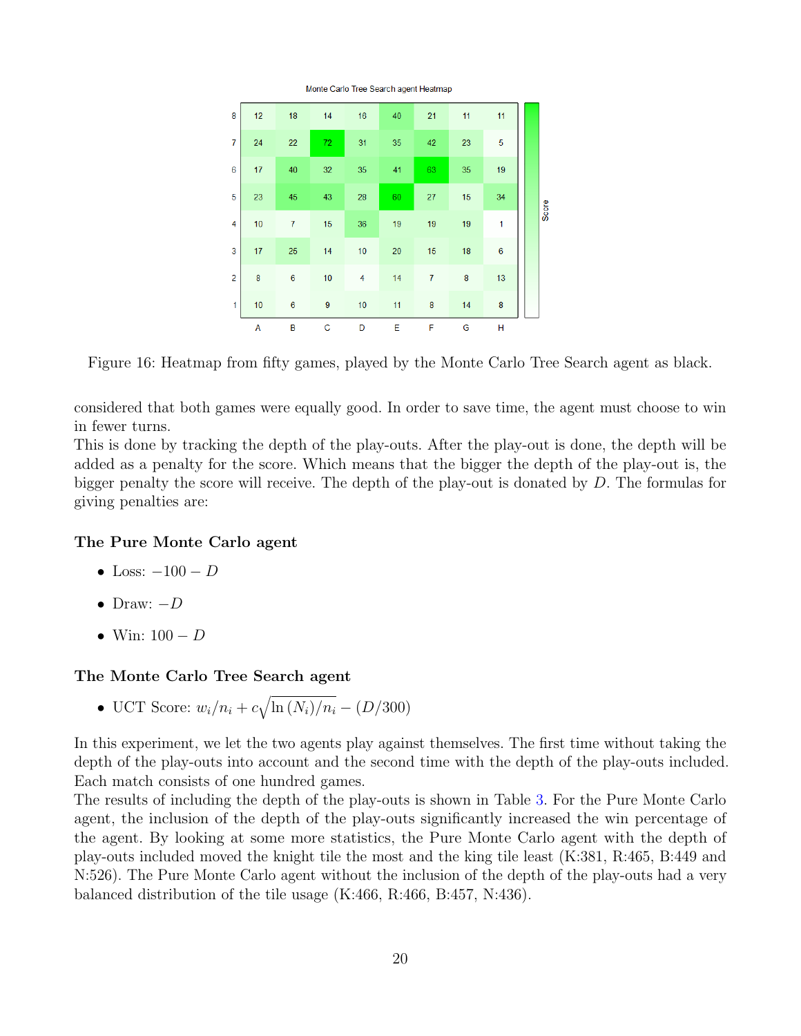Figure 16: Heatmap from fifty games, played by the Monte Carlo Tree Search agent as black.

considered that both games were equally good. In order to save time, the agent must choose to win in fewer turns.
This is done by tracking the depth of the play-outs. After the play-out is done, the depth will be added as a penalty for the score. Which means that the bigger the depth of the play-out is, the bigger penalty the score will receive. The depth of the play-out is donated by $D$. The formulas for giving penalties are:

### The Pure Monte Carlo agent

- Loss: $-100 - D$
- Draw: $-D$
- Win: $100 - D$

### The Monte Carlo Tree Search agent

- UCT Score: $w_i/n_i + c\sqrt{\ln(N_i)/n_i} - (D/300)$

In this experiment, we let the two agents play against themselves. The first time without taking the depth of the play-outs into account and the second time with the depth of the play-outs included. Each match consists of one hundred games.
The results of including the depth of the play-outs is shown in Table 3. For the Pure Monte Carlo agent, the inclusion of the depth of the play-outs significantly increased the win percentage of the agent. By looking at some more statistics, the Pure Monte Carlo agent with the depth of play-outs included moved the knight tile the most and the king tile least (K:381, R:465, B:449 and N:526). The Pure Monte Carlo agent without the inclusion of the depth of the play-outs had a very balanced distribution of the tile usage (K:466, R:466, B:457, N:436).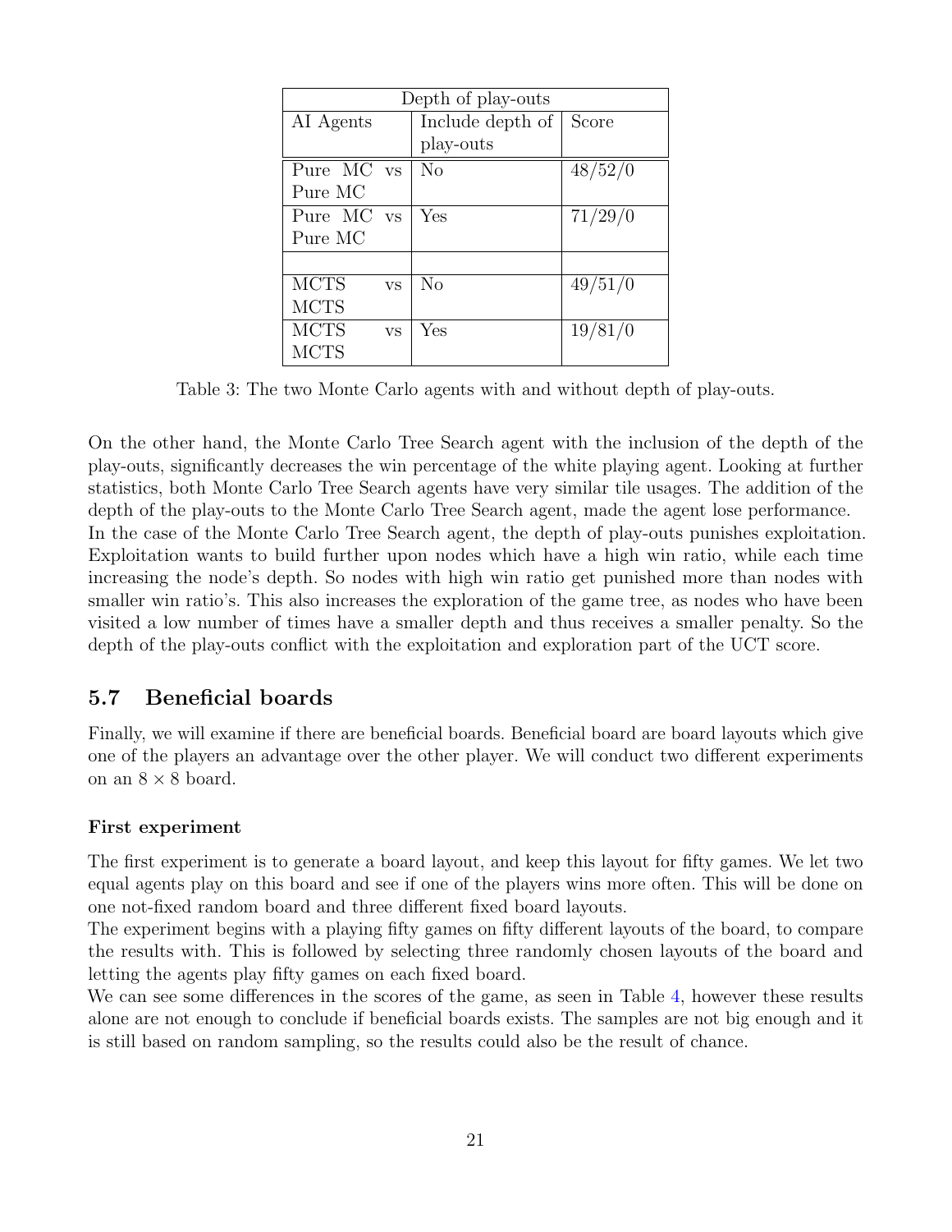| Depth of play-outs | | |
| --- | --- | --- |
| AI Agents | Include depth of play-outs | Score |
| Pure MC vs Pure MC | No | 48/52/0 |
| Pure MC vs Pure MC | Yes | 71/29/0 |
| | | |
| MCTS vs MCTS | No | 49/51/0 |
| MCTS vs MCTS | Yes | 19/81/0 |

Table 3: The two Monte Carlo agents with and without depth of play-outs.

On the other hand, the Monte Carlo Tree Search agent with the inclusion of the depth of the play-outs, significantly decreases the win percentage of the white playing agent. Looking at further statistics, both Monte Carlo Tree Search agents have very similar tile usages. The addition of the depth of the play-outs to the Monte Carlo Tree Search agent, made the agent lose performance.
In the case of the Monte Carlo Tree Search agent, the depth of play-outs punishes exploitation. Exploitation wants to build further upon nodes which have a high win ratio, while each time increasing the node's depth. So nodes with high win ratio get punished more than nodes with smaller win ratio's. This also increases the exploration of the game tree, as nodes who have been visited a low number of times have a smaller depth and thus receives a smaller penalty. So the depth of the play-outs conflict with the exploitation and exploration part of the UCT score.

## 5.7 Beneficial boards

Finally, we will examine if there are beneficial boards. Beneficial board are board layouts which give one of the players an advantage over the other player. We will conduct two different experiments on an $8 \times 8$ board.

**First experiment**

The first experiment is to generate a board layout, and keep this layout for fifty games. We let two equal agents play on this board and see if one of the players wins more often. This will be done on one not-fixed random board and three different fixed board layouts.
The experiment begins with a playing fifty games on fifty different layouts of the board, to compare the results with. This is followed by selecting three randomly chosen layouts of the board and letting the agents play fifty games on each fixed board.
We can see some differences in the scores of the game, as seen in Table 4, however these results alone are not enough to conclude if beneficial boards exists. The samples are not big enough and it is still based on random sampling, so the results could also be the result of chance.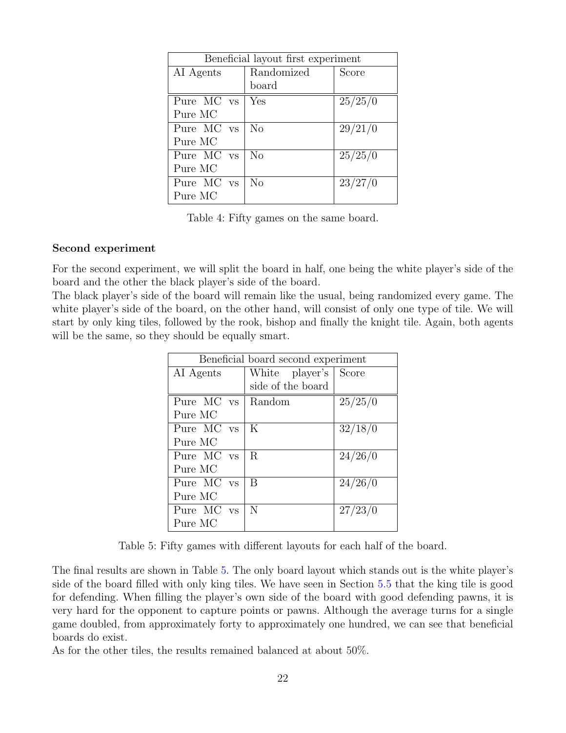| Beneficial layout first experiment | | |
|---|---|---|
| AI Agents | Randomized board | Score |
| Pure MC vs Pure MC | Yes | 25/25/0 |
| Pure MC vs Pure MC | No | 29/21/0 |
| Pure MC vs Pure MC | No | 25/25/0 |
| Pure MC vs Pure MC | No | 23/27/0 |

Table 4: Fifty games on the same board.

**Second experiment**

For the second experiment, we will split the board in half, one being the white player's side of the board and the other the black player's side of the board.
The black player's side of the board will remain like the usual, being randomized every game. The white player's side of the board, on the other hand, will consist of only one type of tile. We will start by only king tiles, followed by the rook, bishop and finally the knight tile. Again, both agents will be the same, so they should be equally smart.

| Beneficial board second experiment | | |
|---|---|---|
| AI Agents | White player's side of the board | Score |
| Pure MC vs Pure MC | Random | 25/25/0 |
| Pure MC vs Pure MC | K | 32/18/0 |
| Pure MC vs Pure MC | R | 24/26/0 |
| Pure MC vs Pure MC | B | 24/26/0 |
| Pure MC vs Pure MC | N | 27/23/0 |

Table 5: Fifty games with different layouts for each half of the board.

The final results are shown in Table 5. The only board layout which stands out is the white player's side of the board filled with only king tiles. We have seen in Section 5.5 that the king tile is good for defending. When filling the player's own side of the board with good defending pawns, it is very hard for the opponent to capture points or pawns. Although the average turns for a single game doubled, from approximately forty to approximately one hundred, we can see that beneficial boards do exist.
As for the other tiles, the results remained balanced at about 50%.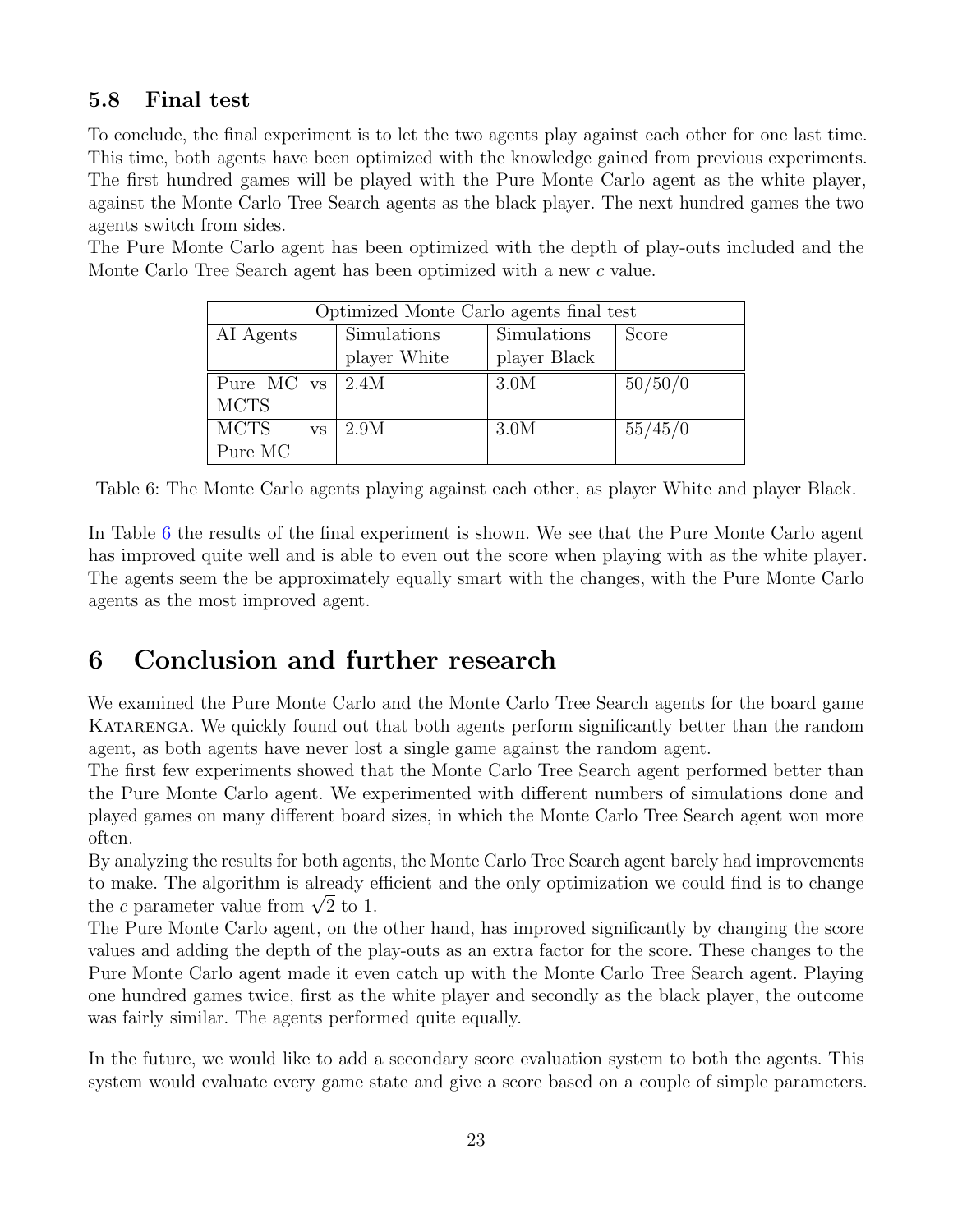### 5.8 Final test

To conclude, the final experiment is to let the two agents play against each other for one last time. This time, both agents have been optimized with the knowledge gained from previous experiments. The first hundred games will be played with the Pure Monte Carlo agent as the white player, against the Monte Carlo Tree Search agents as the black player. The next hundred games the two agents switch from sides.
The Pure Monte Carlo agent has been optimized with the depth of play-outs included and the Monte Carlo Tree Search agent has been optimized with a new $c$ value.

| Optimized Monte Carlo agents final test | | | |
|---|---|---|---|
| AI Agents | Simulations player White | Simulations player Black | Score |
| Pure MC vs MCTS | 2.4M | 3.0M | 50/50/0 |
| MCTS vs Pure MC | 2.9M | 3.0M | 55/45/0 |

Table 6: The Monte Carlo agents playing against each other, as player White and player Black.

In Table 6 the results of the final experiment is shown. We see that the Pure Monte Carlo agent has improved quite well and is able to even out the score when playing with as the white player. The agents seem the be approximately equally smart with the changes, with the Pure Monte Carlo agents as the most improved agent.

## 6 Conclusion and further research

We examined the Pure Monte Carlo and the Monte Carlo Tree Search agents for the board game Katarenga. We quickly found out that both agents perform significantly better than the random agent, as both agents have never lost a single game against the random agent.
The first few experiments showed that the Monte Carlo Tree Search agent performed better than the Pure Monte Carlo agent. We experimented with different numbers of simulations done and played games on many different board sizes, in which the Monte Carlo Tree Search agent won more often.
By analyzing the results for both agents, the Monte Carlo Tree Search agent barely had improvements to make. The algorithm is already efficient and the only optimization we could find is to change the $c$ parameter value from $\sqrt{2}$ to 1.
The Pure Monte Carlo agent, on the other hand, has improved significantly by changing the score values and adding the depth of the play-outs as an extra factor for the score. These changes to the Pure Monte Carlo agent made it even catch up with the Monte Carlo Tree Search agent. Playing one hundred games twice, first as the white player and secondly as the black player, the outcome was fairly similar. The agents performed quite equally.

In the future, we would like to add a secondary score evaluation system to both the agents. This system would evaluate every game state and give a score based on a couple of simple parameters.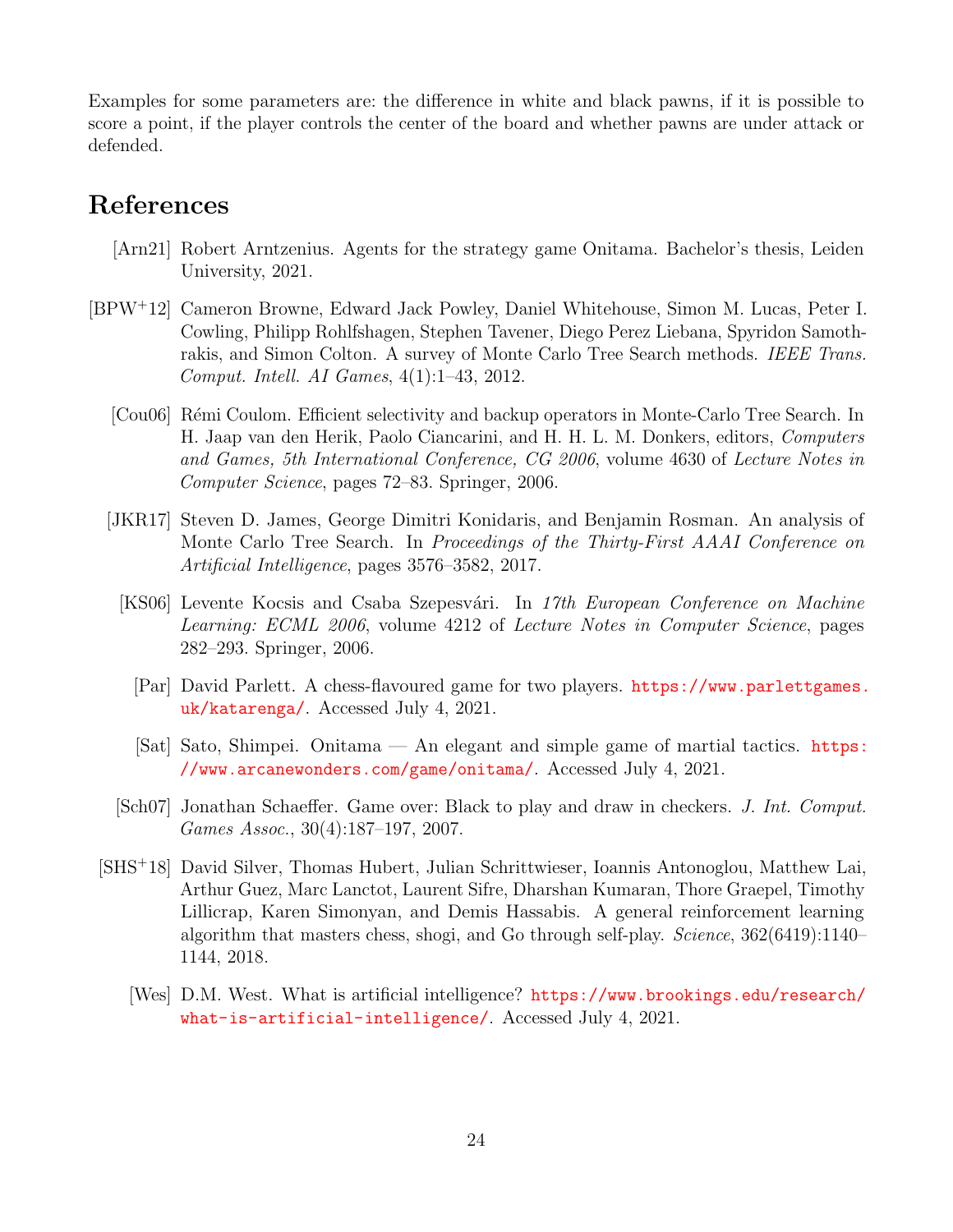Examples for some parameters are: the difference in white and black pawns, if it is possible to score a point, if the player controls the center of the board and whether pawns are under attack or defended.

# References

[Arn21] Robert Arntzenius. Agents for the strategy game Onitama. Bachelor's thesis, Leiden University, 2021.

[BPW+12] Cameron Browne, Edward Jack Powley, Daniel Whitehouse, Simon M. Lucas, Peter I. Cowling, Philipp Rohlfshagen, Stephen Tavener, Diego Perez Liebana, Spyridon Samothrakis, and Simon Colton. A survey of Monte Carlo Tree Search methods. *IEEE Trans. Comput. Intell. AI Games*, 4(1):1–43, 2012.

[Cou06] Rémi Coulom. Efficient selectivity and backup operators in Monte-Carlo Tree Search. In H. Jaap van den Herik, Paolo Ciancarini, and H. H. L. M. Donkers, editors, *Computers and Games, 5th International Conference, CG 2006*, volume 4630 of *Lecture Notes in Computer Science*, pages 72–83. Springer, 2006.

[JKR17] Steven D. James, George Dimitri Konidaris, and Benjamin Rosman. An analysis of Monte Carlo Tree Search. In *Proceedings of the Thirty-First AAAI Conference on Artificial Intelligence*, pages 3576–3582, 2017.

[KS06] Levente Kocsis and Csaba Szepesvári. In *17th European Conference on Machine Learning: ECML 2006*, volume 4212 of *Lecture Notes in Computer Science*, pages 282–293. Springer, 2006.

[Par] David Parlett. A chess-flavoured game for two players. https://www.parlettgames.uk/katarenga/. Accessed July 4, 2021.

[Sat] Sato, Shimpei. Onitama — An elegant and simple game of martial tactics. https://www.arcanewonders.com/game/onitama/. Accessed July 4, 2021.

[Sch07] Jonathan Schaeffer. Game over: Black to play and draw in checkers. *J. Int. Comput. Games Assoc.*, 30(4):187–197, 2007.

[SHS+18] David Silver, Thomas Hubert, Julian Schrittwieser, Ioannis Antonoglou, Matthew Lai, Arthur Guez, Marc Lanctot, Laurent Sifre, Dharshan Kumaran, Thore Graepel, Timothy Lillicrap, Karen Simonyan, and Demis Hassabis. A general reinforcement learning algorithm that masters chess, shogi, and Go through self-play. *Science*, 362(6419):1140–1144, 2018.

[Wes] D.M. West. What is artificial intelligence? https://www.brookings.edu/research/what-is-artificial-intelligence/. Accessed July 4, 2021.